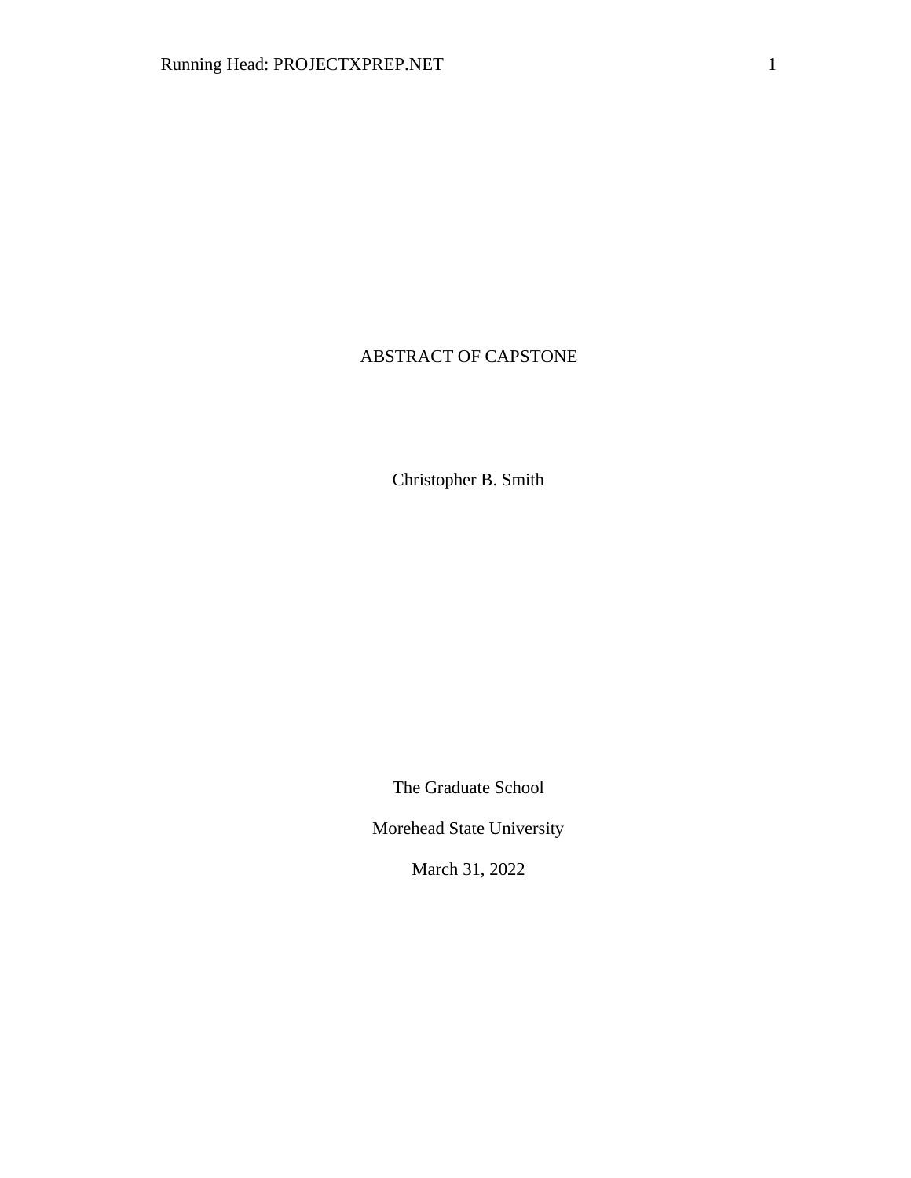# ABSTRACT OF CAPSTONE

Christopher B. Smith

The Graduate School

Morehead State University

March 31, 2022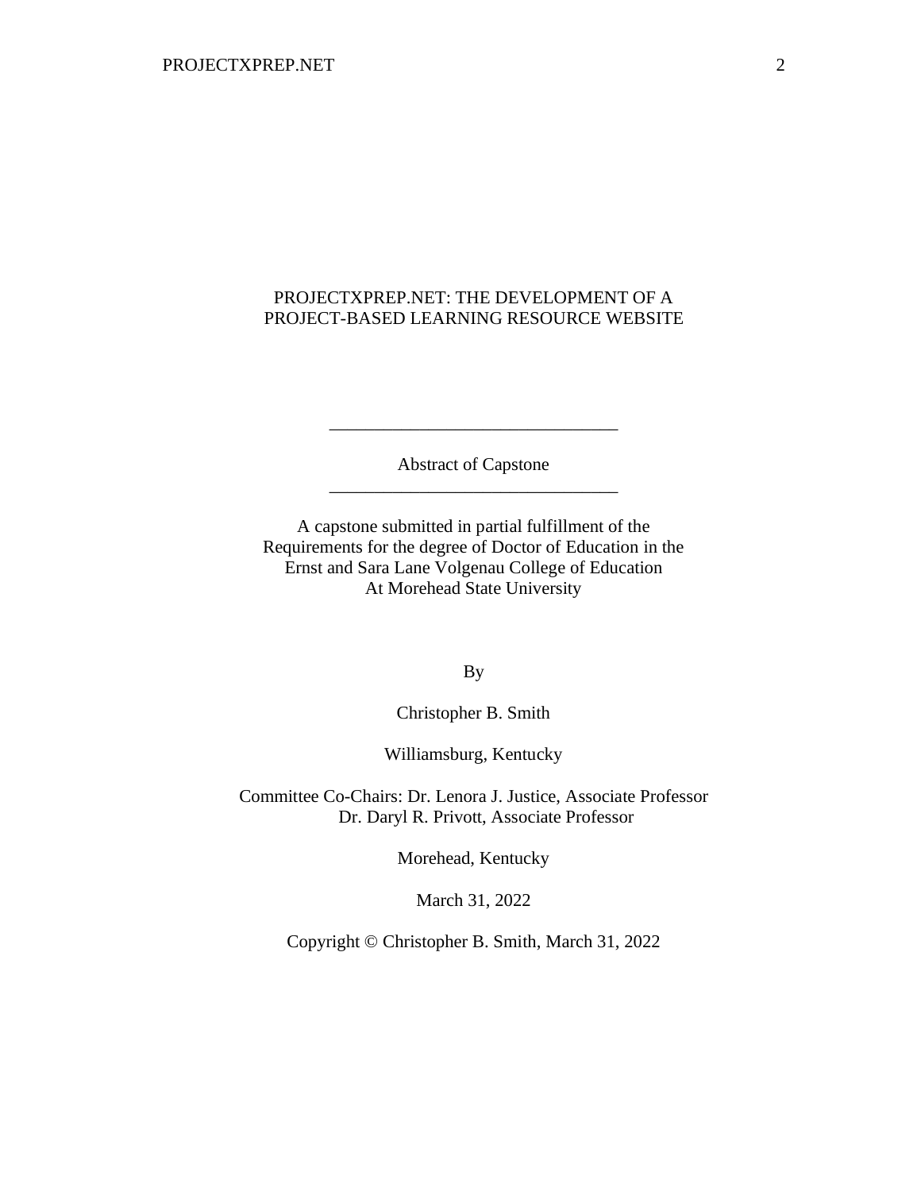# PROJECTXPREP.NET: THE DEVELOPMENT OF A PROJECT-BASED LEARNING RESOURCE WEBSITE

---

Abstract of Capstone

---

A capstone submitted in partial fulfillment of the
Requirements for the degree of Doctor of Education in the
Ernst and Sara Lane Volgenau College of Education
At Morehead State University

By

Christopher B. Smith

Williamsburg, Kentucky

Committee Co-Chairs: Dr. Lenora J. Justice, Associate Professor
Dr. Daryl R. Privott, Associate Professor

Morehead, Kentucky

March 31, 2022

Copyright © Christopher B. Smith, March 31, 2022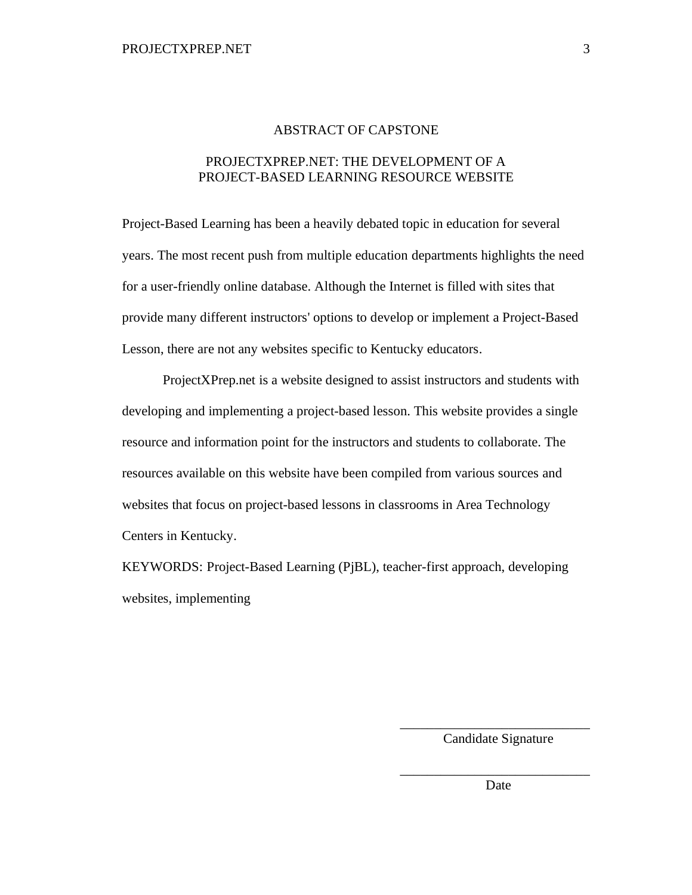# ABSTRACT OF CAPSTONE

## PROJECTXPREP.NET: THE DEVELOPMENT OF A PROJECT-BASED LEARNING RESOURCE WEBSITE

Project-Based Learning has been a heavily debated topic in education for several years. The most recent push from multiple education departments highlights the need for a user-friendly online database. Although the Internet is filled with sites that provide many different instructors' options to develop or implement a Project-Based Lesson, there are not any websites specific to Kentucky educators.

ProjectXPrep.net is a website designed to assist instructors and students with developing and implementing a project-based lesson. This website provides a single resource and information point for the instructors and students to collaborate. The resources available on this website have been compiled from various sources and websites that focus on project-based lessons in classrooms in Area Technology Centers in Kentucky.

KEYWORDS: Project-Based Learning (PjBL), teacher-first approach, developing websites, implementing

\_\_\_\_\_\_\_\_\_\_\_\_\_\_\_\_\_\_\_\_\_\_\_\_\_\_\_\_\_\_

Candidate Signature

\_\_\_\_\_\_\_\_\_\_\_\_\_\_\_\_\_\_\_\_\_\_\_\_\_\_\_\_\_\_

Date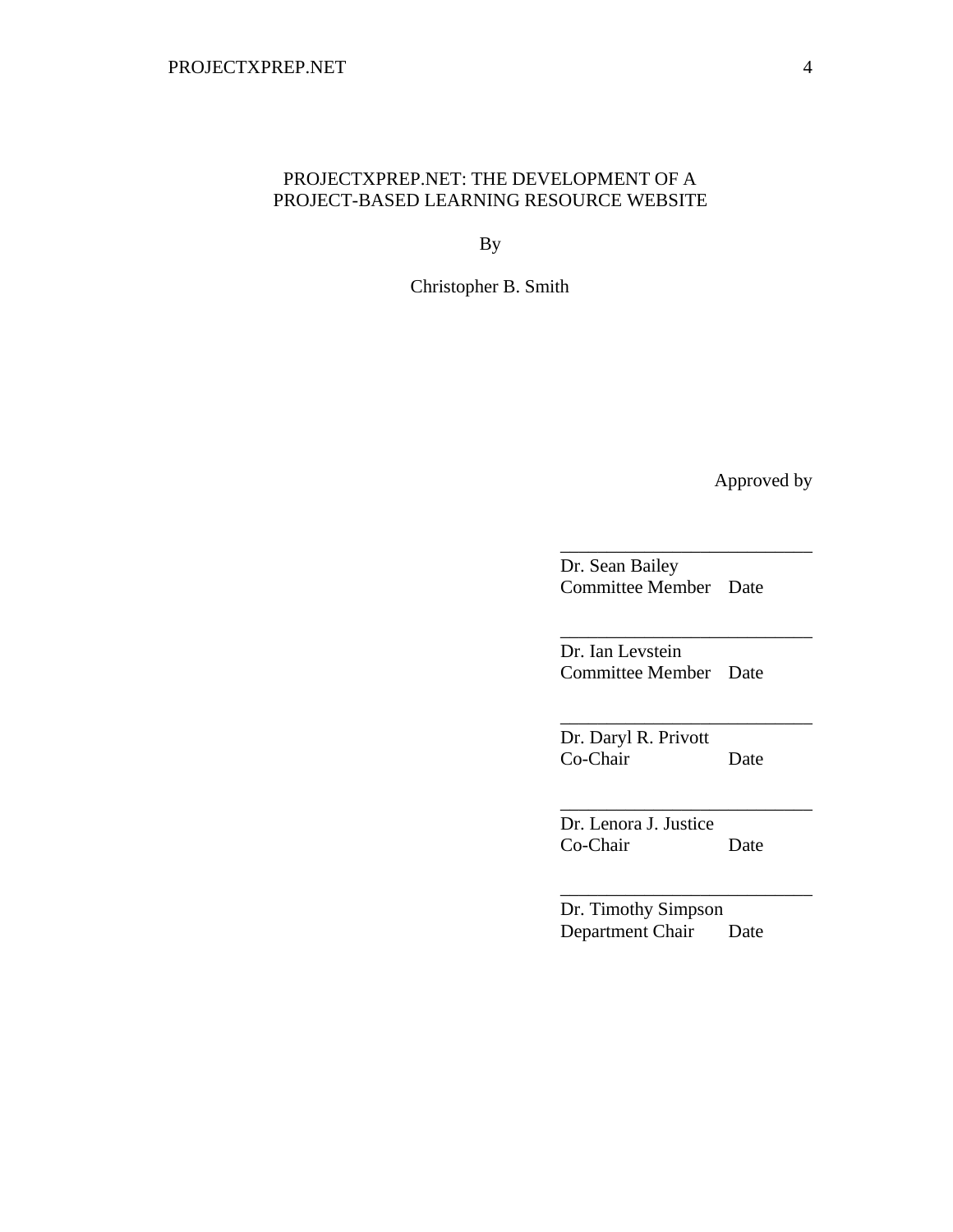PROJECTXPREP.NET: THE DEVELOPMENT OF A
PROJECT-BASED LEARNING RESOURCE WEBSITE

By

Christopher B. Smith

Approved by

\_\_\_\_\_\_\_\_\_\_\_\_\_\_\_\_\_\_\_\_\_\_\_\_\_\_\_\_
Dr. Sean Bailey
Committee Member Date

\_\_\_\_\_\_\_\_\_\_\_\_\_\_\_\_\_\_\_\_\_\_\_\_\_\_\_\_
Dr. Ian Levstein
Committee Member Date

\_\_\_\_\_\_\_\_\_\_\_\_\_\_\_\_\_\_\_\_\_\_\_\_\_\_\_\_
Dr. Daryl R. Privott
Co-Chair Date

\_\_\_\_\_\_\_\_\_\_\_\_\_\_\_\_\_\_\_\_\_\_\_\_\_\_\_\_
Dr. Lenora J. Justice
Co-Chair Date

\_\_\_\_\_\_\_\_\_\_\_\_\_\_\_\_\_\_\_\_\_\_\_\_\_\_\_\_
Dr. Timothy Simpson
Department Chair Date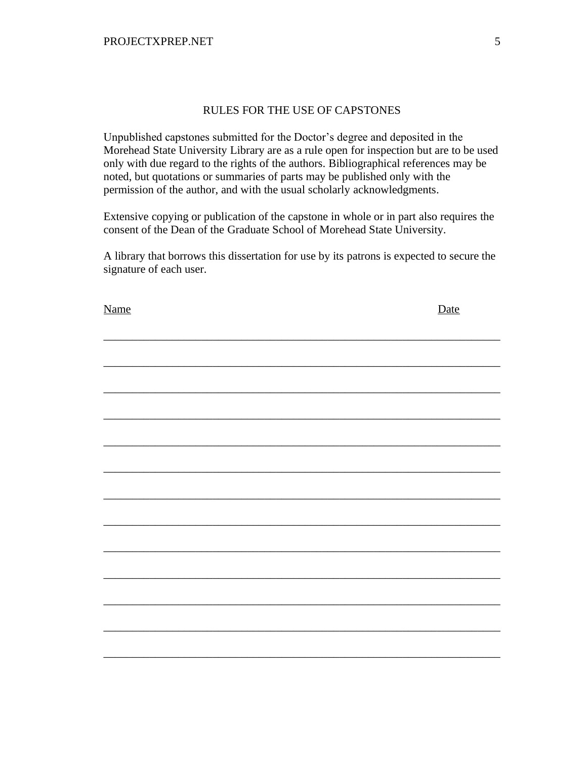## RULES FOR THE USE OF CAPSTONES

Unpublished capstones submitted for the Doctor's degree and deposited in the Morehead State University Library are as a rule open for inspection but are to be used only with due regard to the rights of the authors. Bibliographical references may be noted, but quotations or summaries of parts may be published only with the permission of the author, and with the usual scholarly acknowledgments.

Extensive copying or publication of the capstone in whole or in part also requires the consent of the Dean of the Graduate School of Morehead State University.

A library that borrows this dissertation for use by its patrons is expected to secure the signature of each user.

| Name | Date |
| --- | --- |
| | |
| | |
| | |
| | |
| | |
| | |
| | |
| | |
| | |
| | |
| | |
| | |
| | |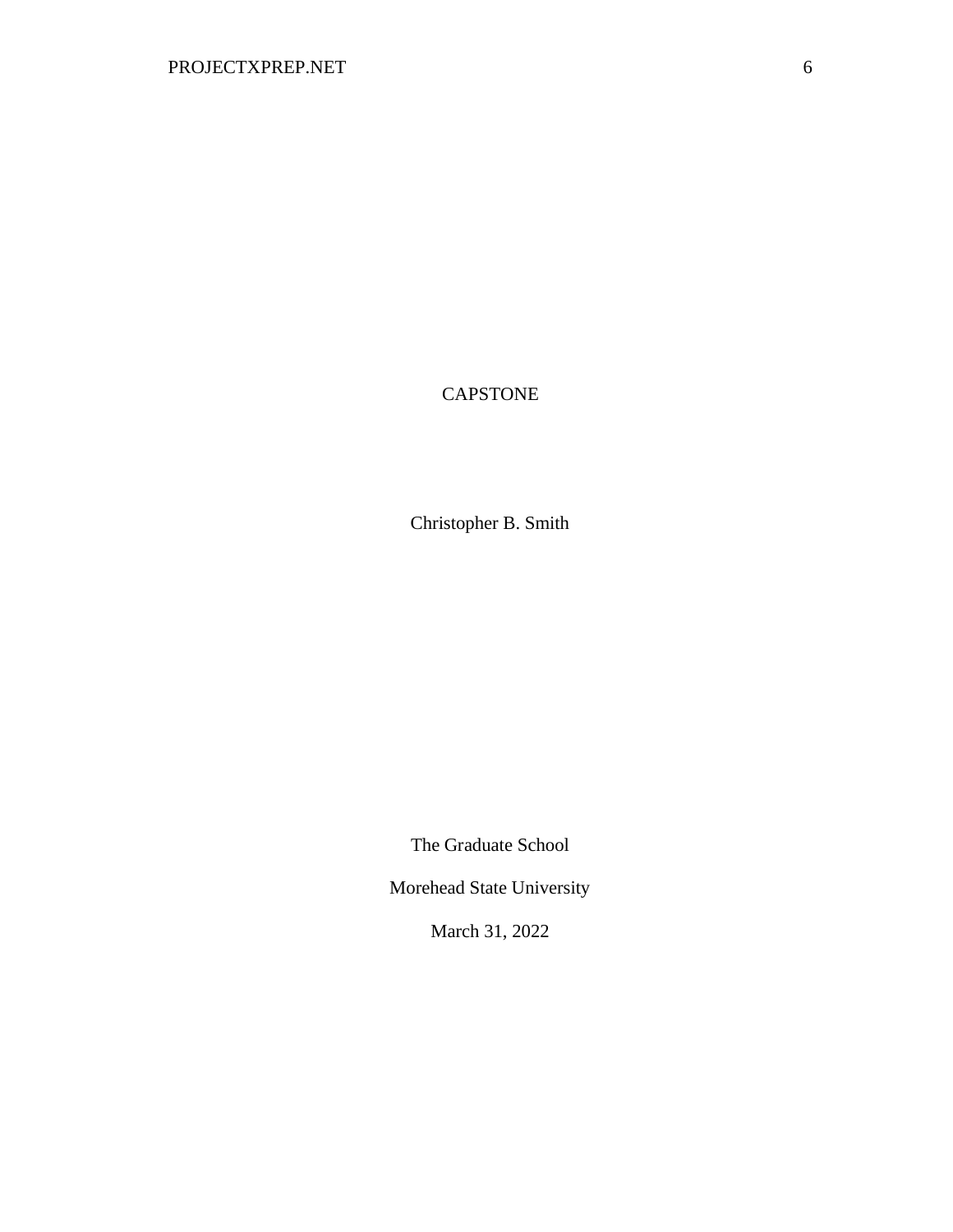CAPSTONE

Christopher B. Smith

The Graduate School

Morehead State University

March 31, 2022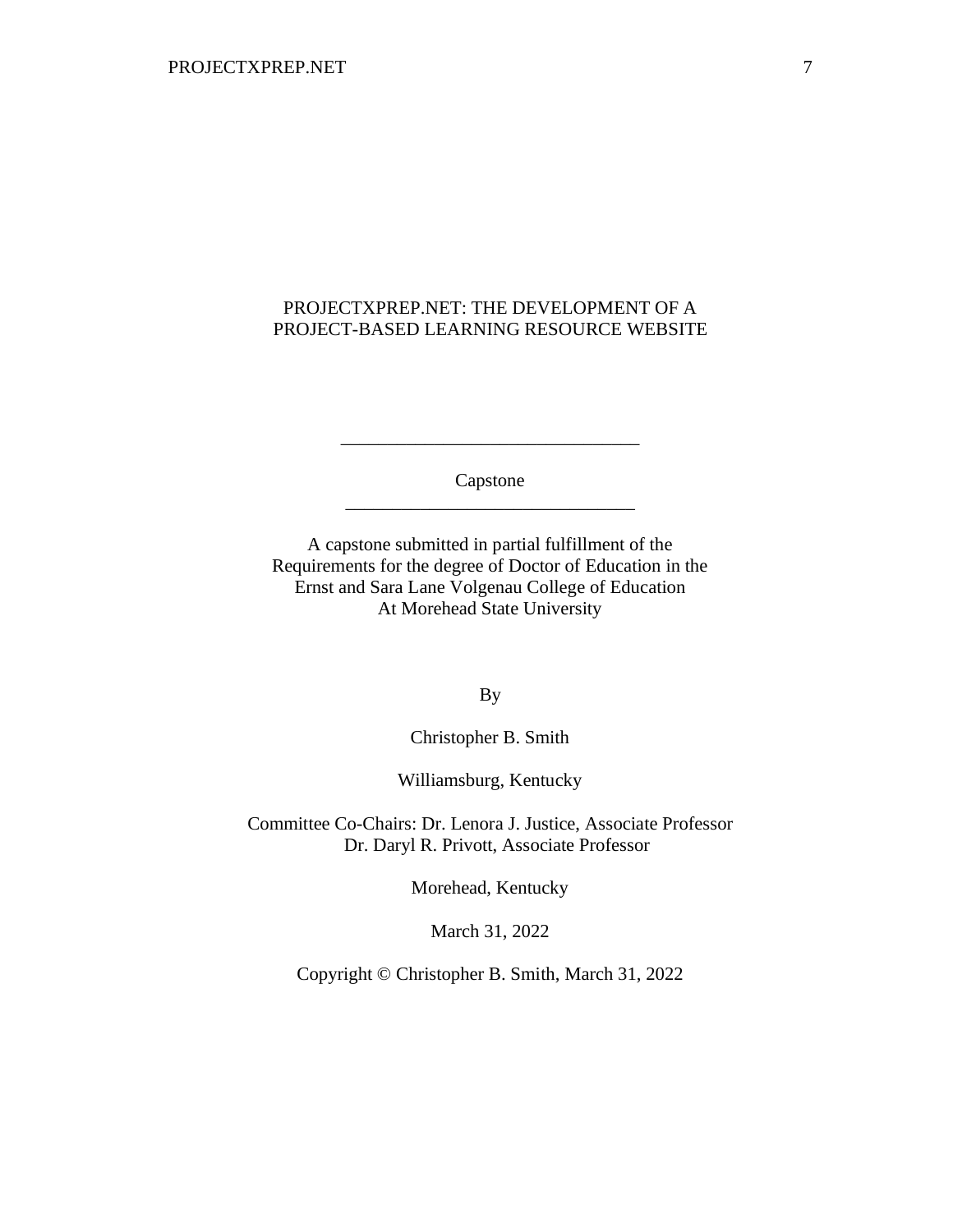# PROJECTXPREP.NET: THE DEVELOPMENT OF A PROJECT-BASED LEARNING RESOURCE WEBSITE

---

Capstone

---

A capstone submitted in partial fulfillment of the
Requirements for the degree of Doctor of Education in the
Ernst and Sara Lane Volgenau College of Education
At Morehead State University

By

Christopher B. Smith

Williamsburg, Kentucky

Committee Co-Chairs: Dr. Lenora J. Justice, Associate Professor
Dr. Daryl R. Privott, Associate Professor

Morehead, Kentucky

March 31, 2022

Copyright © Christopher B. Smith, March 31, 2022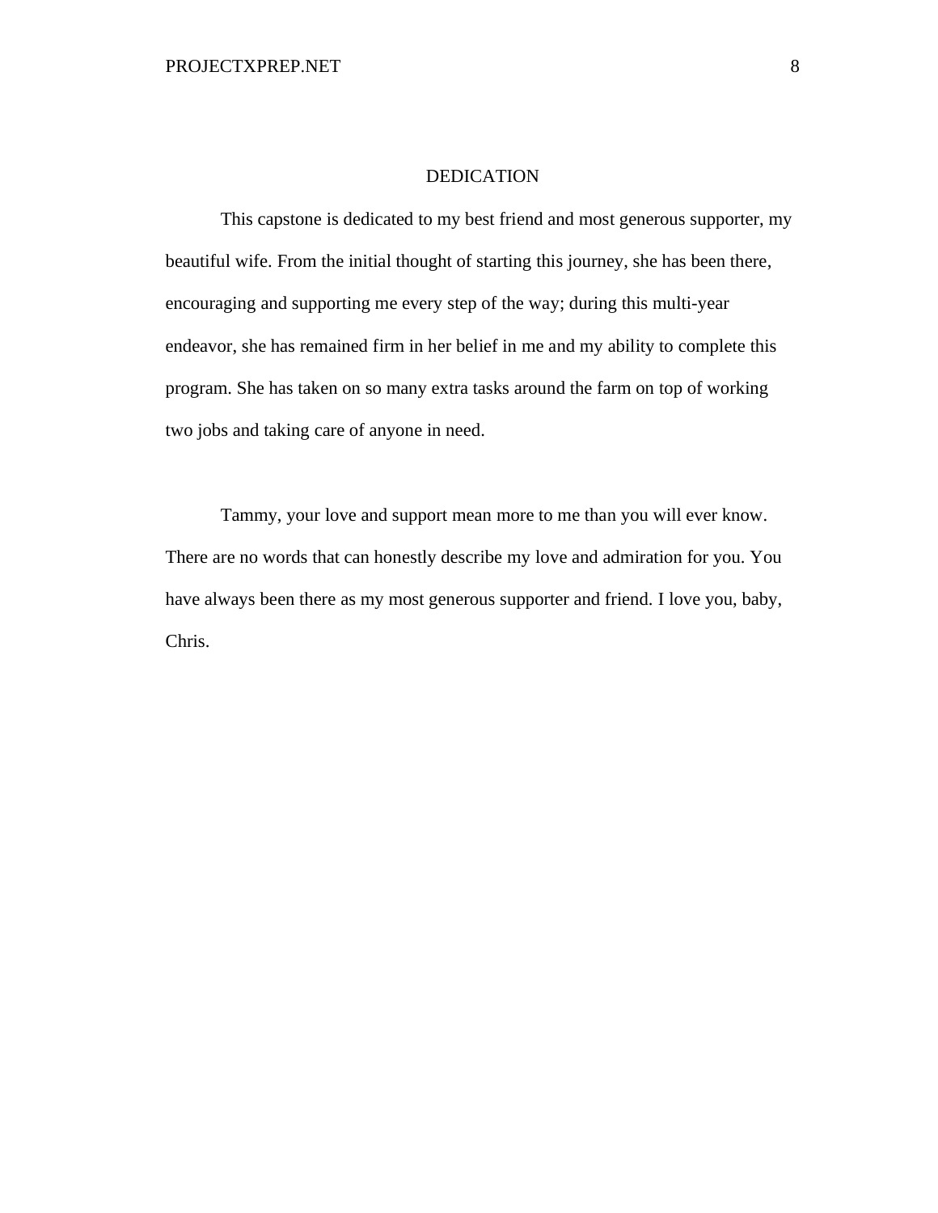# DEDICATION

This capstone is dedicated to my best friend and most generous supporter, my beautiful wife. From the initial thought of starting this journey, she has been there, encouraging and supporting me every step of the way; during this multi-year endeavor, she has remained firm in her belief in me and my ability to complete this program. She has taken on so many extra tasks around the farm on top of working two jobs and taking care of anyone in need.

Tammy, your love and support mean more to me than you will ever know. There are no words that can honestly describe my love and admiration for you. You have always been there as my most generous supporter and friend. I love you, baby, Chris.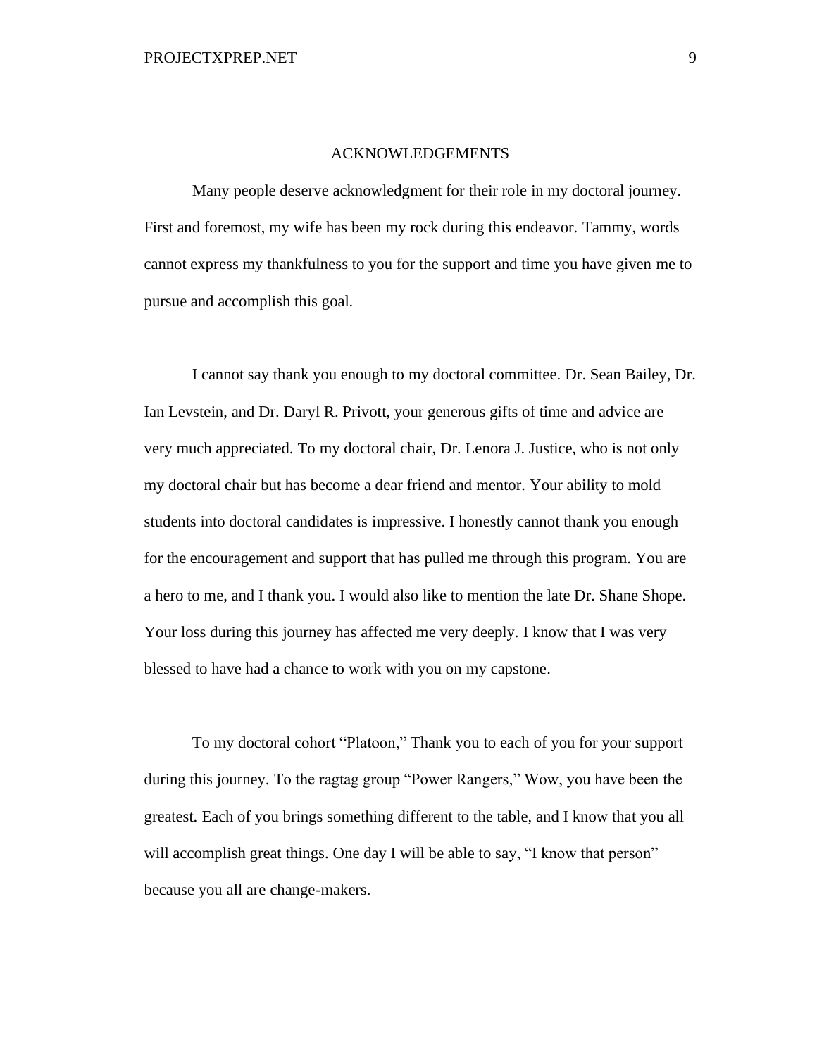# ACKNOWLEDGEMENTS

Many people deserve acknowledgment for their role in my doctoral journey. First and foremost, my wife has been my rock during this endeavor. Tammy, words cannot express my thankfulness to you for the support and time you have given me to pursue and accomplish this goal.

I cannot say thank you enough to my doctoral committee. Dr. Sean Bailey, Dr. Ian Levstein, and Dr. Daryl R. Privott, your generous gifts of time and advice are very much appreciated. To my doctoral chair, Dr. Lenora J. Justice, who is not only my doctoral chair but has become a dear friend and mentor. Your ability to mold students into doctoral candidates is impressive. I honestly cannot thank you enough for the encouragement and support that has pulled me through this program. You are a hero to me, and I thank you. I would also like to mention the late Dr. Shane Shope. Your loss during this journey has affected me very deeply. I know that I was very blessed to have had a chance to work with you on my capstone.

To my doctoral cohort "Platoon," Thank you to each of you for your support during this journey. To the ragtag group "Power Rangers," Wow, you have been the greatest. Each of you brings something different to the table, and I know that you all will accomplish great things. One day I will be able to say, "I know that person" because you all are change-makers.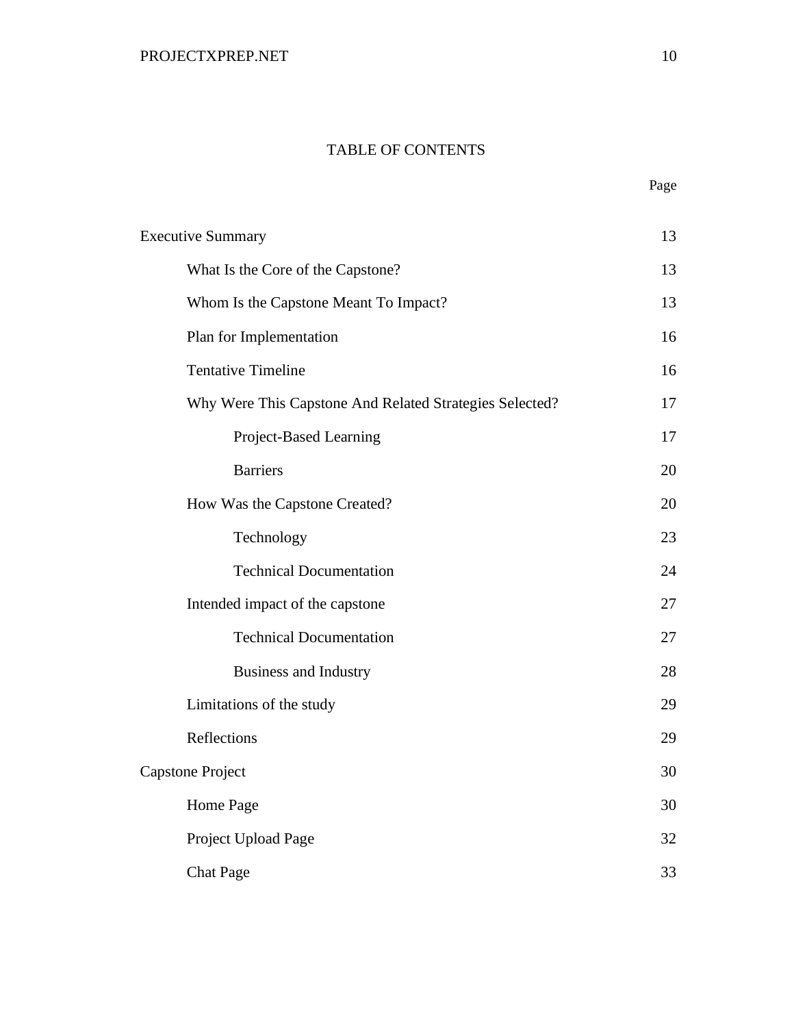# TABLE OF CONTENTS

| | Page |
|---|---|
| Executive Summary | 13 |
| What Is the Core of the Capstone? | 13 |
| Whom Is the Capstone Meant To Impact? | 13 |
| Plan for Implementation | 16 |
| Tentative Timeline | 16 |
| Why Were This Capstone And Related Strategies Selected? | 17 |
| Project-Based Learning | 17 |
| Barriers | 20 |
| How Was the Capstone Created? | 20 |
| Technology | 23 |
| Technical Documentation | 24 |
| Intended impact of the capstone | 27 |
| Technical Documentation | 27 |
| Business and Industry | 28 |
| Limitations of the study | 29 |
| Reflections | 29 |
| Capstone Project | 30 |
| Home Page | 30 |
| Project Upload Page | 32 |
| Chat Page | 33 |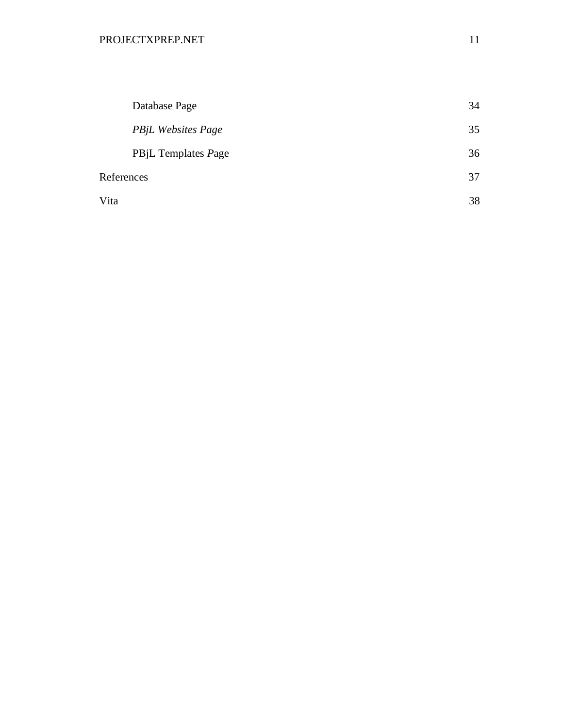Database Page 34

*PBjL Websites Page* 35

PBjL Templates *P*age 36

References 37

Vita 38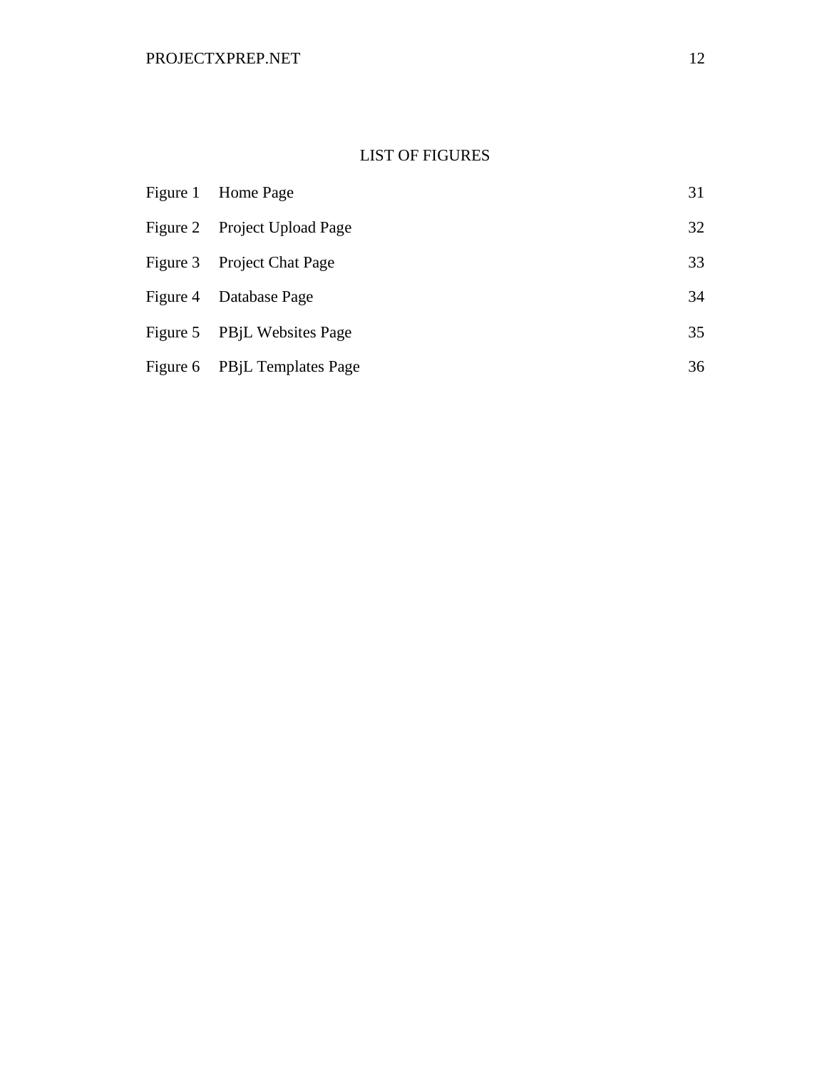# LIST OF FIGURES

| | | |
|---|---|---|
| Figure 1 | Home Page | 31 |
| Figure 2 | Project Upload Page | 32 |
| Figure 3 | Project Chat Page | 33 |
| Figure 4 | Database Page | 34 |
| Figure 5 | PBjL Websites Page | 35 |
| Figure 6 | PBjL Templates Page | 36 |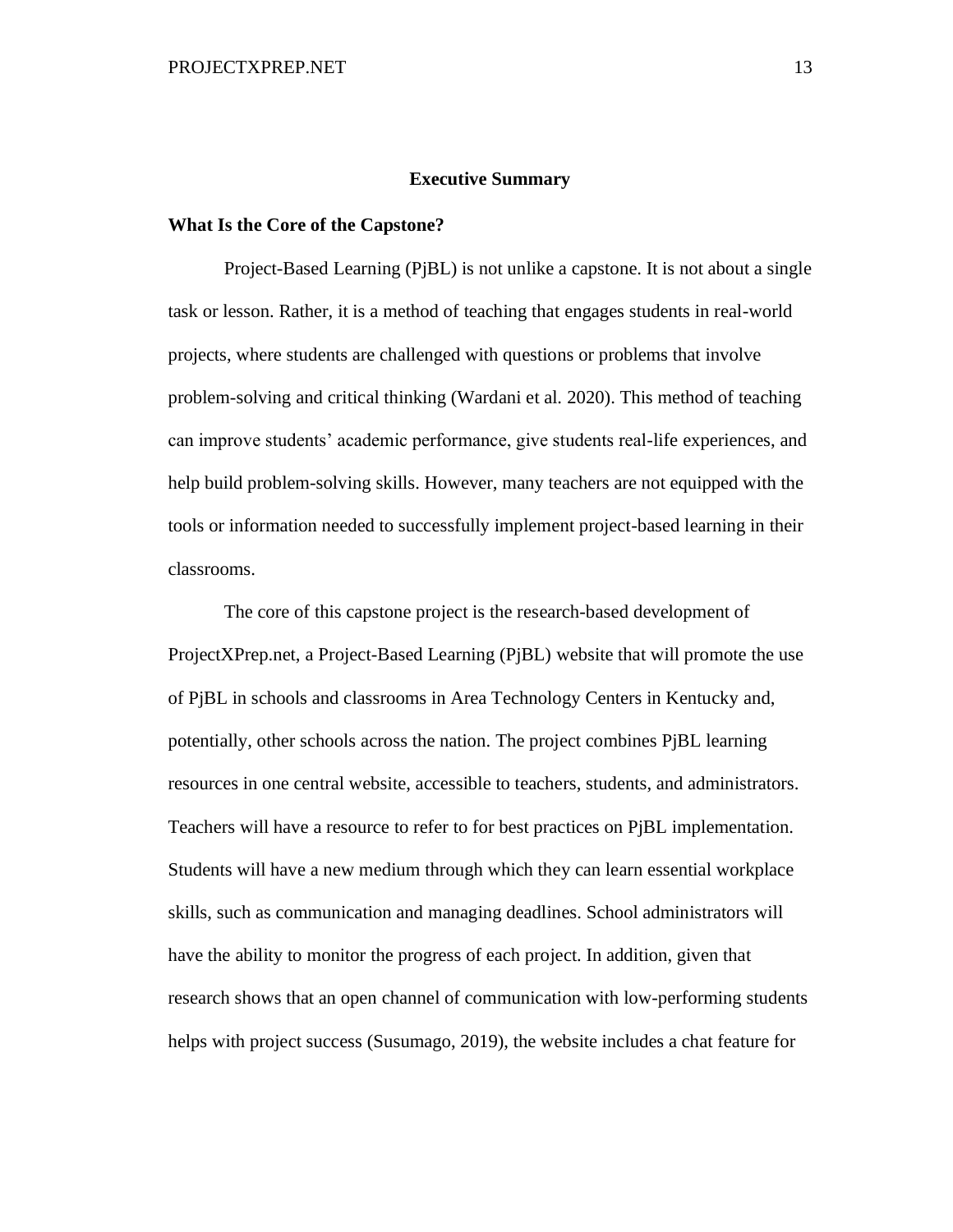## Executive Summary

### What Is the Core of the Capstone?

Project-Based Learning (PjBL) is not unlike a capstone. It is not about a single task or lesson. Rather, it is a method of teaching that engages students in real-world projects, where students are challenged with questions or problems that involve problem-solving and critical thinking (Wardani et al. 2020). This method of teaching can improve students' academic performance, give students real-life experiences, and help build problem-solving skills. However, many teachers are not equipped with the tools or information needed to successfully implement project-based learning in their classrooms.

The core of this capstone project is the research-based development of ProjectXPrep.net, a Project-Based Learning (PjBL) website that will promote the use of PjBL in schools and classrooms in Area Technology Centers in Kentucky and, potentially, other schools across the nation. The project combines PjBL learning resources in one central website, accessible to teachers, students, and administrators. Teachers will have a resource to refer to for best practices on PjBL implementation. Students will have a new medium through which they can learn essential workplace skills, such as communication and managing deadlines. School administrators will have the ability to monitor the progress of each project. In addition, given that research shows that an open channel of communication with low-performing students helps with project success (Susumago, 2019), the website includes a chat feature for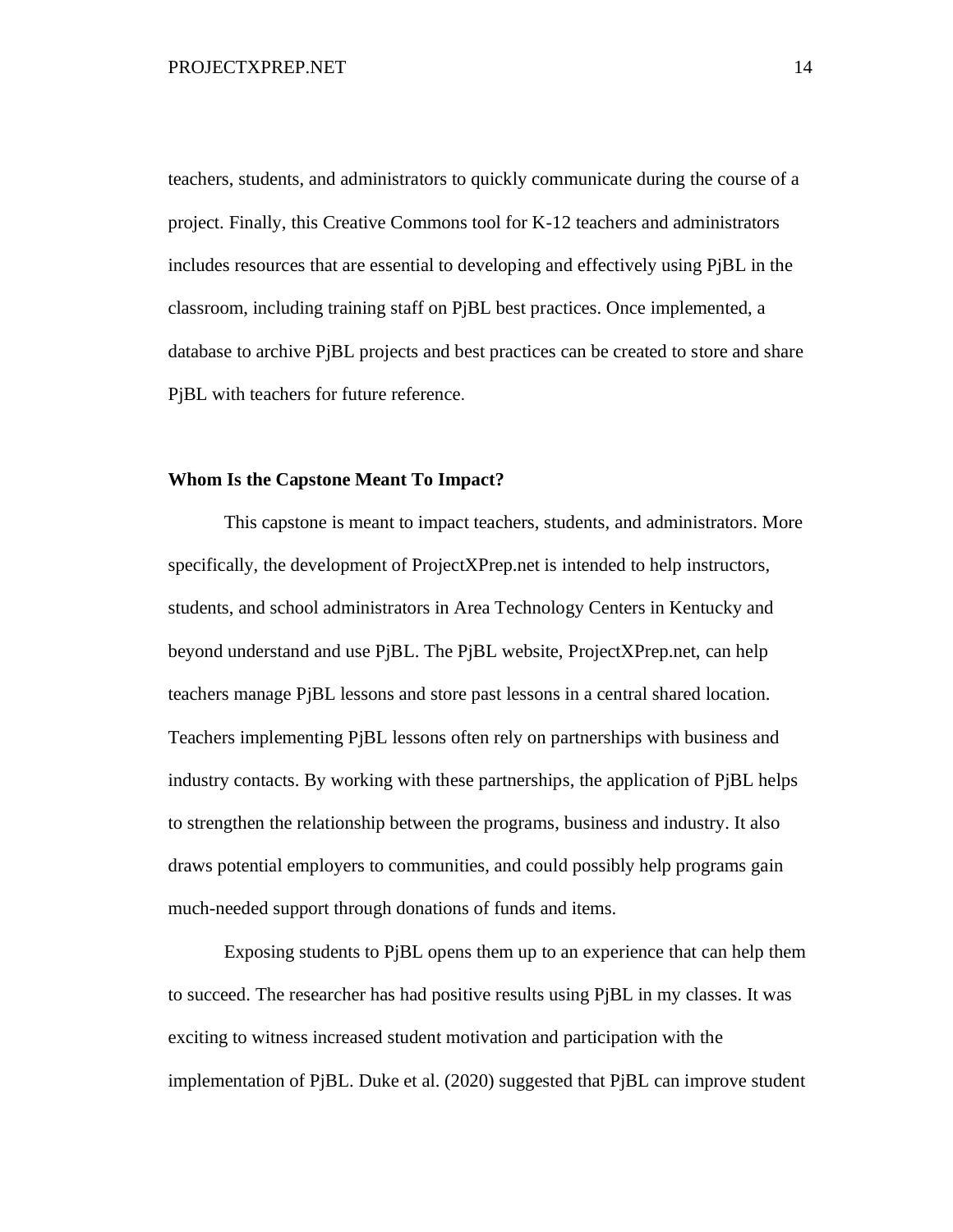teachers, students, and administrators to quickly communicate during the course of a project. Finally, this Creative Commons tool for K-12 teachers and administrators includes resources that are essential to developing and effectively using PjBL in the classroom, including training staff on PjBL best practices. Once implemented, a database to archive PjBL projects and best practices can be created to store and share PjBL with teachers for future reference.

## Whom Is the Capstone Meant To Impact?

This capstone is meant to impact teachers, students, and administrators. More specifically, the development of ProjectXPrep.net is intended to help instructors, students, and school administrators in Area Technology Centers in Kentucky and beyond understand and use PjBL. The PjBL website, ProjectXPrep.net, can help teachers manage PjBL lessons and store past lessons in a central shared location. Teachers implementing PjBL lessons often rely on partnerships with business and industry contacts. By working with these partnerships, the application of PjBL helps to strengthen the relationship between the programs, business and industry. It also draws potential employers to communities, and could possibly help programs gain much-needed support through donations of funds and items.

Exposing students to PjBL opens them up to an experience that can help them to succeed. The researcher has had positive results using PjBL in my classes. It was exciting to witness increased student motivation and participation with the implementation of PjBL. Duke et al. (2020) suggested that PjBL can improve student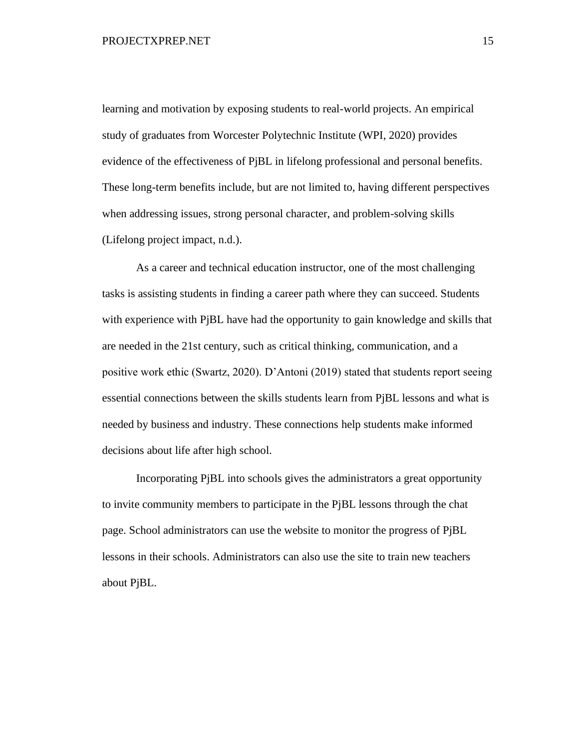learning and motivation by exposing students to real-world projects. An empirical study of graduates from Worcester Polytechnic Institute (WPI, 2020) provides evidence of the effectiveness of PjBL in lifelong professional and personal benefits. These long-term benefits include, but are not limited to, having different perspectives when addressing issues, strong personal character, and problem-solving skills (Lifelong project impact, n.d.).

As a career and technical education instructor, one of the most challenging tasks is assisting students in finding a career path where they can succeed. Students with experience with PjBL have had the opportunity to gain knowledge and skills that are needed in the 21st century, such as critical thinking, communication, and a positive work ethic (Swartz, 2020). D'Antoni (2019) stated that students report seeing essential connections between the skills students learn from PjBL lessons and what is needed by business and industry. These connections help students make informed decisions about life after high school.

Incorporating PjBL into schools gives the administrators a great opportunity to invite community members to participate in the PjBL lessons through the chat page. School administrators can use the website to monitor the progress of PjBL lessons in their schools. Administrators can also use the site to train new teachers about PjBL.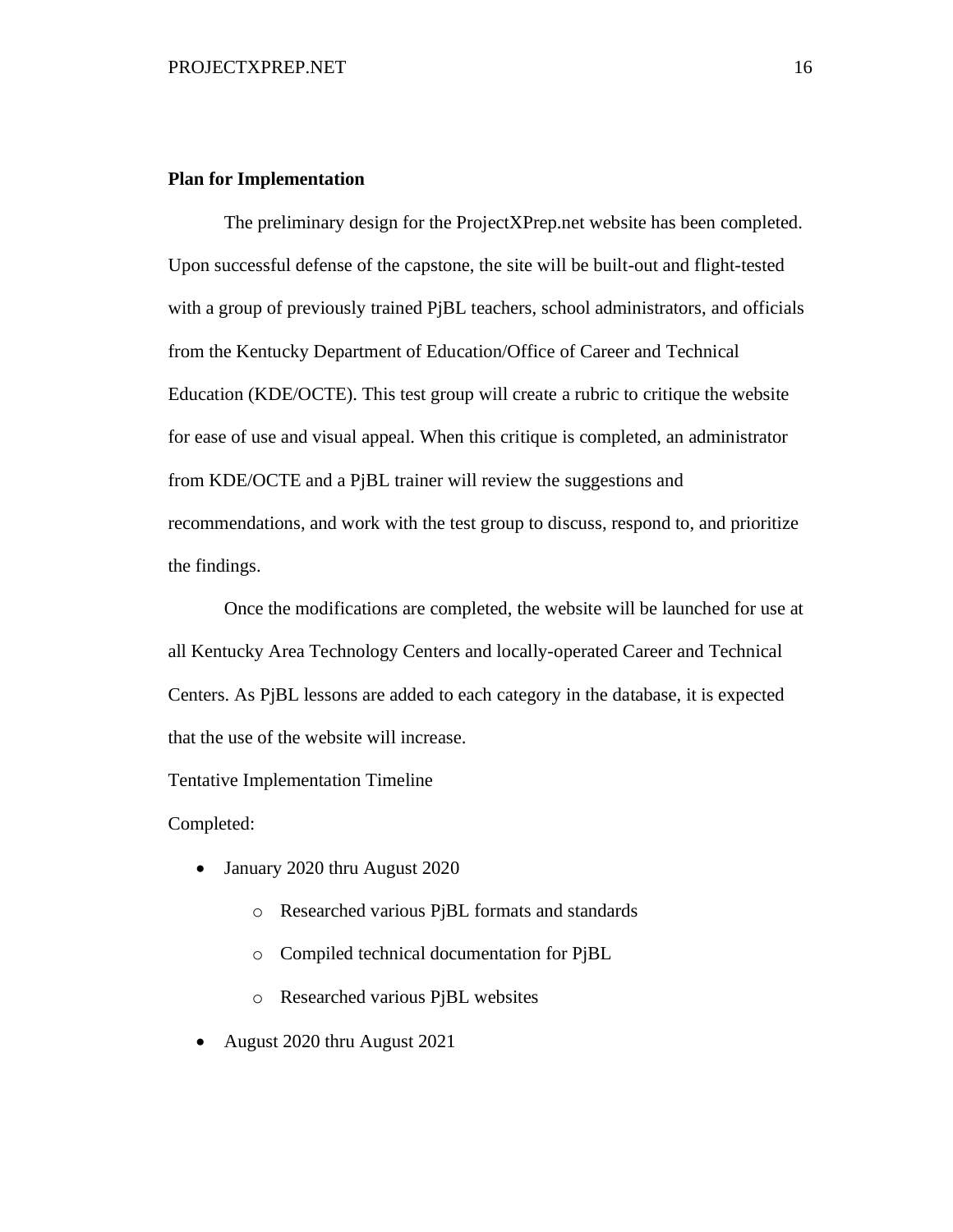**Plan for Implementation**

The preliminary design for the ProjectXPrep.net website has been completed. Upon successful defense of the capstone, the site will be built-out and flight-tested with a group of previously trained PjBL teachers, school administrators, and officials from the Kentucky Department of Education/Office of Career and Technical Education (KDE/OCTE). This test group will create a rubric to critique the website for ease of use and visual appeal. When this critique is completed, an administrator from KDE/OCTE and a PjBL trainer will review the suggestions and recommendations, and work with the test group to discuss, respond to, and prioritize the findings.

Once the modifications are completed, the website will be launched for use at all Kentucky Area Technology Centers and locally-operated Career and Technical Centers. As PjBL lessons are added to each category in the database, it is expected that the use of the website will increase.

Tentative Implementation Timeline

Completed:

- January 2020 thru August 2020
  - Researched various PjBL formats and standards
  - Compiled technical documentation for PjBL
  - Researched various PjBL websites
- August 2020 thru August 2021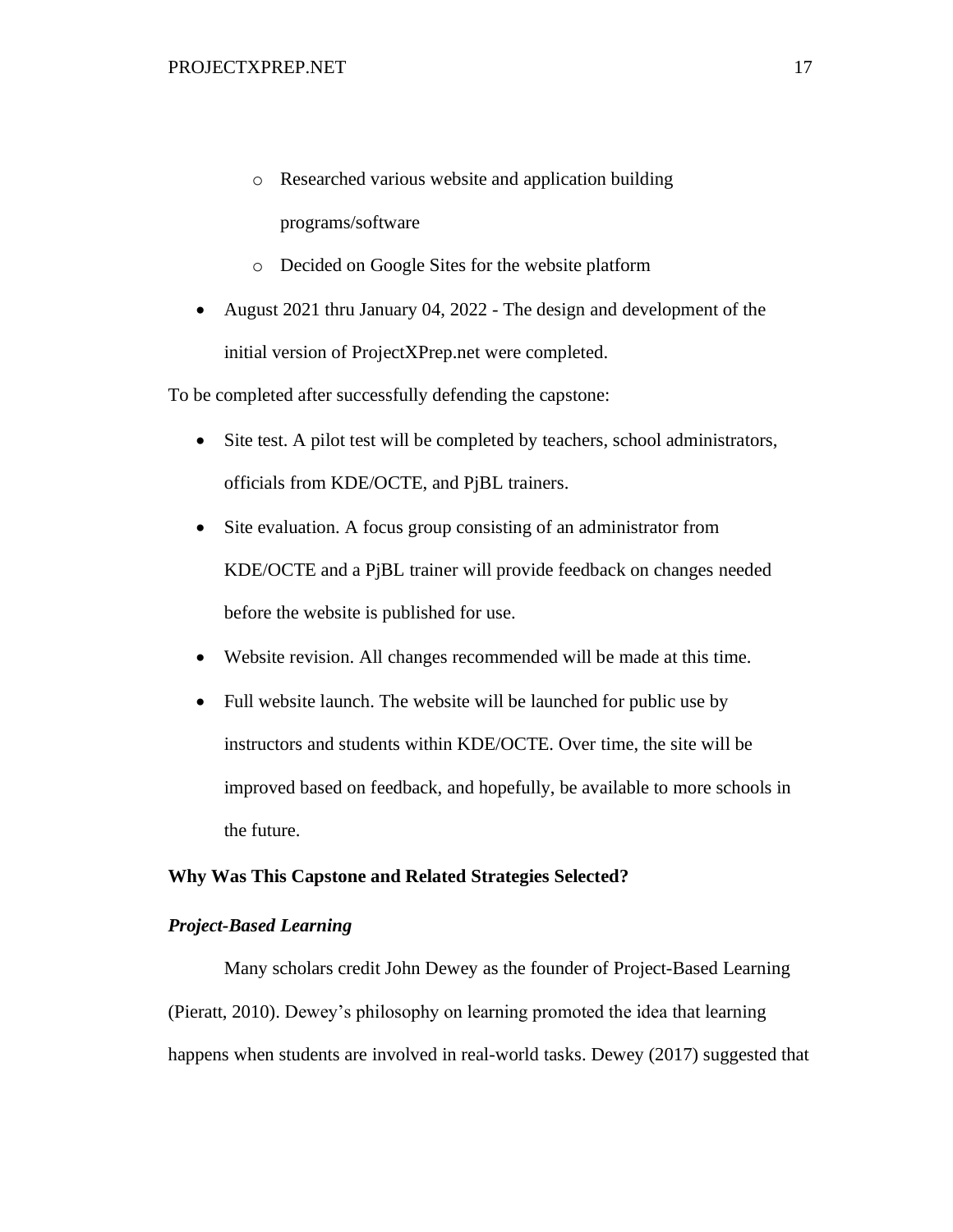- Researched various website and application building programs/software
    - Decided on Google Sites for the website platform
- August 2021 thru January 04, 2022 - The design and development of the initial version of ProjectXPrep.net were completed.

To be completed after successfully defending the capstone:

- Site test. A pilot test will be completed by teachers, school administrators, officials from KDE/OCTE, and PjBL trainers.
- Site evaluation. A focus group consisting of an administrator from KDE/OCTE and a PjBL trainer will provide feedback on changes needed before the website is published for use.
- Website revision. All changes recommended will be made at this time.
- Full website launch. The website will be launched for public use by instructors and students within KDE/OCTE. Over time, the site will be improved based on feedback, and hopefully, be available to more schools in the future.

## Why Was This Capstone and Related Strategies Selected?

### *Project-Based Learning*

Many scholars credit John Dewey as the founder of Project-Based Learning (Pieratt, 2010). Dewey's philosophy on learning promoted the idea that learning happens when students are involved in real-world tasks. Dewey (2017) suggested that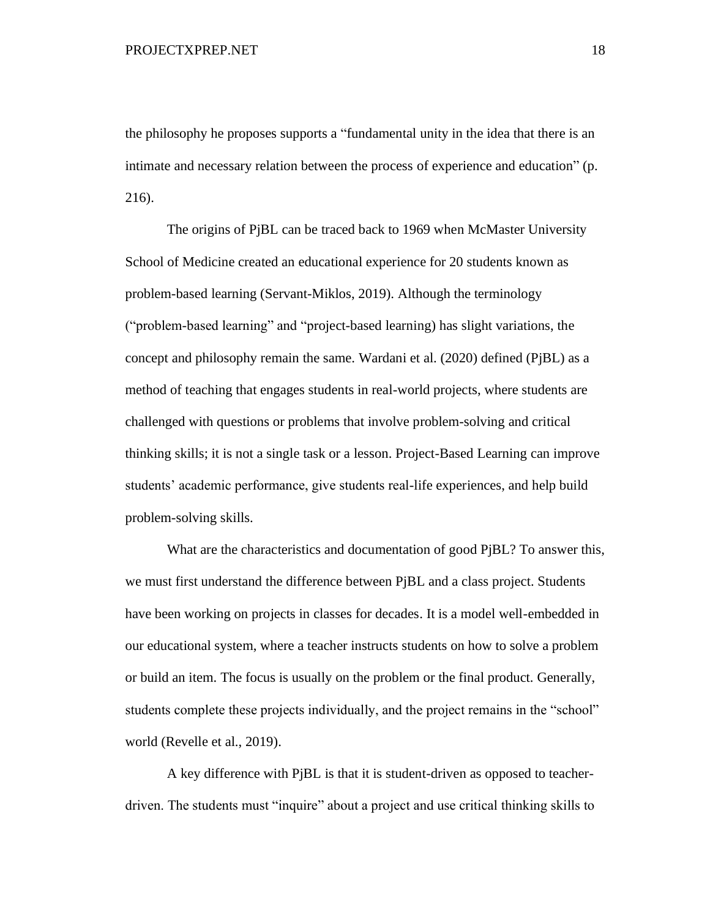the philosophy he proposes supports a "fundamental unity in the idea that there is an intimate and necessary relation between the process of experience and education" (p. 216).

The origins of PjBL can be traced back to 1969 when McMaster University School of Medicine created an educational experience for 20 students known as problem-based learning (Servant-Miklos, 2019). Although the terminology ("problem-based learning" and "project-based learning) has slight variations, the concept and philosophy remain the same. Wardani et al. (2020) defined (PjBL) as a method of teaching that engages students in real-world projects, where students are challenged with questions or problems that involve problem-solving and critical thinking skills; it is not a single task or a lesson. Project-Based Learning can improve students' academic performance, give students real-life experiences, and help build problem-solving skills.

What are the characteristics and documentation of good PjBL? To answer this, we must first understand the difference between PjBL and a class project. Students have been working on projects in classes for decades. It is a model well-embedded in our educational system, where a teacher instructs students on how to solve a problem or build an item. The focus is usually on the problem or the final product. Generally, students complete these projects individually, and the project remains in the "school" world (Revelle et al., 2019).

A key difference with PjBL is that it is student-driven as opposed to teacher-driven. The students must "inquire" about a project and use critical thinking skills to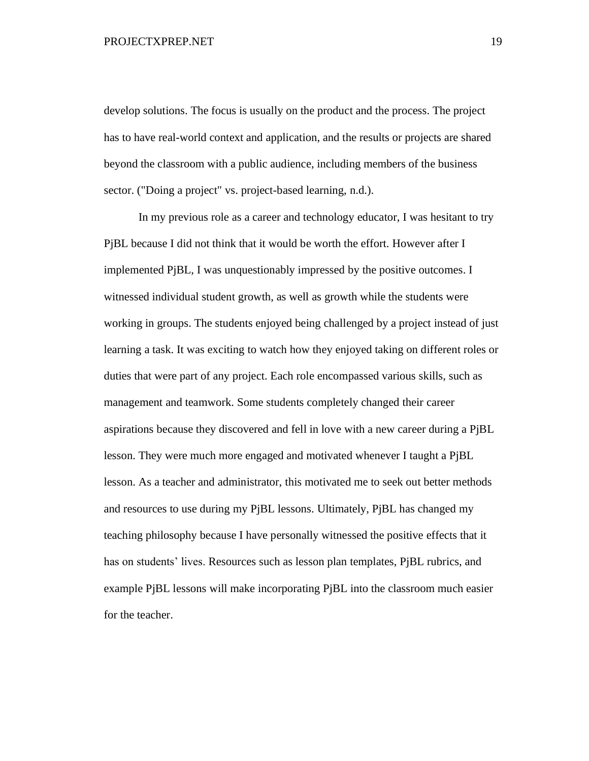develop solutions. The focus is usually on the product and the process. The project has to have real-world context and application, and the results or projects are shared beyond the classroom with a public audience, including members of the business sector. ("Doing a project" vs. project-based learning, n.d.).

In my previous role as a career and technology educator, I was hesitant to try PjBL because I did not think that it would be worth the effort. However after I implemented PjBL, I was unquestionably impressed by the positive outcomes. I witnessed individual student growth, as well as growth while the students were working in groups. The students enjoyed being challenged by a project instead of just learning a task. It was exciting to watch how they enjoyed taking on different roles or duties that were part of any project. Each role encompassed various skills, such as management and teamwork. Some students completely changed their career aspirations because they discovered and fell in love with a new career during a PjBL lesson. They were much more engaged and motivated whenever I taught a PjBL lesson. As a teacher and administrator, this motivated me to seek out better methods and resources to use during my PjBL lessons. Ultimately, PjBL has changed my teaching philosophy because I have personally witnessed the positive effects that it has on students' lives. Resources such as lesson plan templates, PjBL rubrics, and example PjBL lessons will make incorporating PjBL into the classroom much easier for the teacher.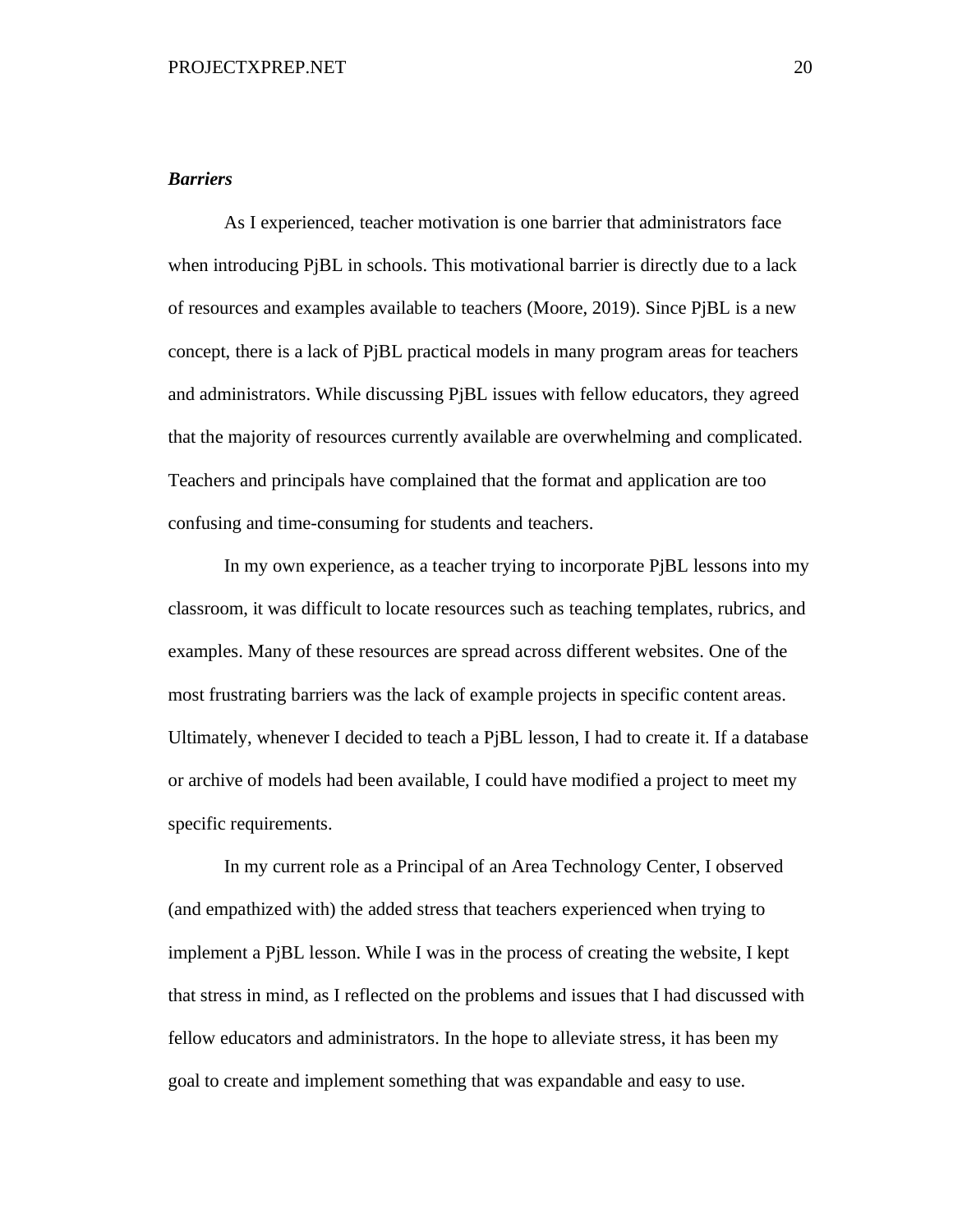***Barriers***

As I experienced, teacher motivation is one barrier that administrators face when introducing PjBL in schools. This motivational barrier is directly due to a lack of resources and examples available to teachers (Moore, 2019). Since PjBL is a new concept, there is a lack of PjBL practical models in many program areas for teachers and administrators. While discussing PjBL issues with fellow educators, they agreed that the majority of resources currently available are overwhelming and complicated. Teachers and principals have complained that the format and application are too confusing and time-consuming for students and teachers.

In my own experience, as a teacher trying to incorporate PjBL lessons into my classroom, it was difficult to locate resources such as teaching templates, rubrics, and examples. Many of these resources are spread across different websites. One of the most frustrating barriers was the lack of example projects in specific content areas. Ultimately, whenever I decided to teach a PjBL lesson, I had to create it. If a database or archive of models had been available, I could have modified a project to meet my specific requirements.

In my current role as a Principal of an Area Technology Center, I observed (and empathized with) the added stress that teachers experienced when trying to implement a PjBL lesson. While I was in the process of creating the website, I kept that stress in mind, as I reflected on the problems and issues that I had discussed with fellow educators and administrators. In the hope to alleviate stress, it has been my goal to create and implement something that was expandable and easy to use.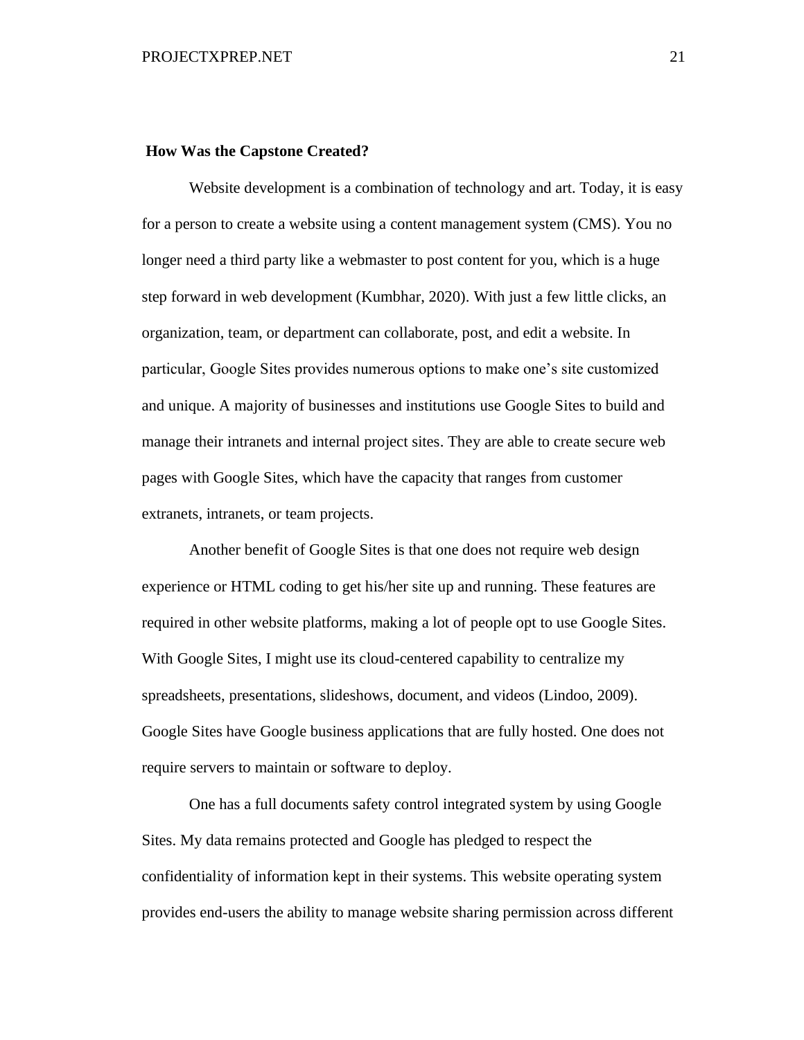**How Was the Capstone Created?**

Website development is a combination of technology and art. Today, it is easy for a person to create a website using a content management system (CMS). You no longer need a third party like a webmaster to post content for you, which is a huge step forward in web development (Kumbhar, 2020). With just a few little clicks, an organization, team, or department can collaborate, post, and edit a website. In particular, Google Sites provides numerous options to make one's site customized and unique. A majority of businesses and institutions use Google Sites to build and manage their intranets and internal project sites. They are able to create secure web pages with Google Sites, which have the capacity that ranges from customer extranets, intranets, or team projects.

Another benefit of Google Sites is that one does not require web design experience or HTML coding to get his/her site up and running. These features are required in other website platforms, making a lot of people opt to use Google Sites. With Google Sites, I might use its cloud-centered capability to centralize my spreadsheets, presentations, slideshows, document, and videos (Lindoo, 2009). Google Sites have Google business applications that are fully hosted. One does not require servers to maintain or software to deploy.

One has a full documents safety control integrated system by using Google Sites. My data remains protected and Google has pledged to respect the confidentiality of information kept in their systems. This website operating system provides end-users the ability to manage website sharing permission across different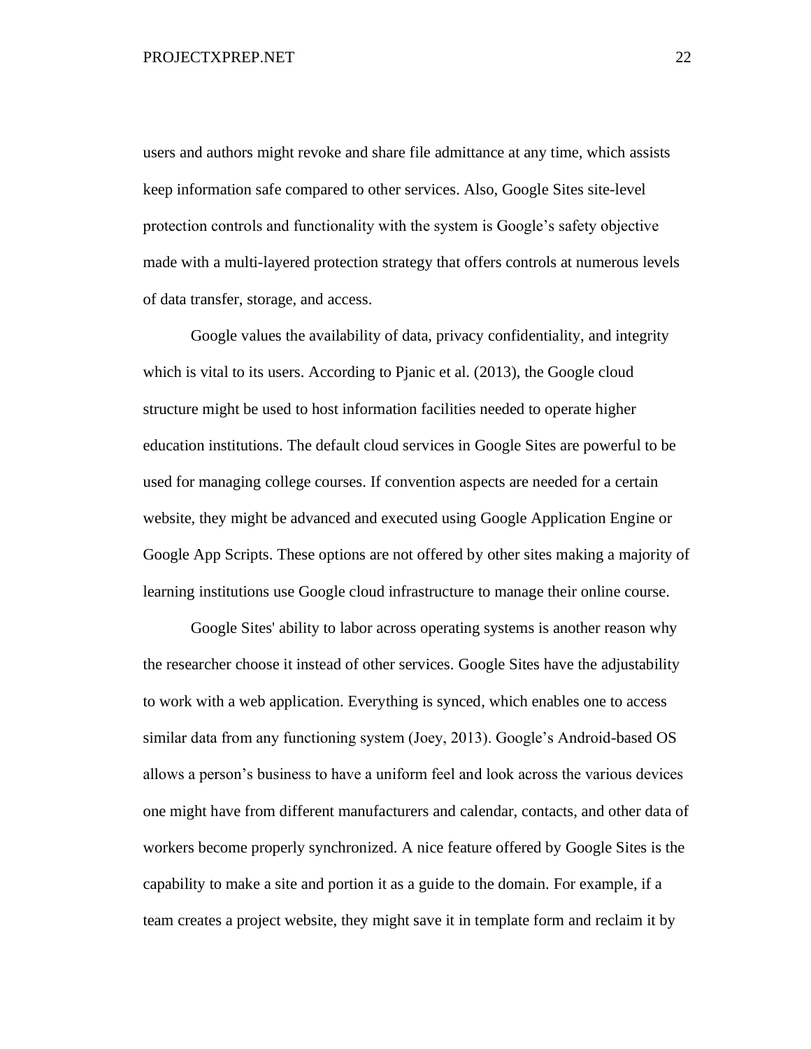users and authors might revoke and share file admittance at any time, which assists keep information safe compared to other services. Also, Google Sites site-level protection controls and functionality with the system is Google's safety objective made with a multi-layered protection strategy that offers controls at numerous levels of data transfer, storage, and access.

Google values the availability of data, privacy confidentiality, and integrity which is vital to its users. According to Pjanic et al. (2013), the Google cloud structure might be used to host information facilities needed to operate higher education institutions. The default cloud services in Google Sites are powerful to be used for managing college courses. If convention aspects are needed for a certain website, they might be advanced and executed using Google Application Engine or Google App Scripts. These options are not offered by other sites making a majority of learning institutions use Google cloud infrastructure to manage their online course.

Google Sites' ability to labor across operating systems is another reason why the researcher choose it instead of other services. Google Sites have the adjustability to work with a web application. Everything is synced, which enables one to access similar data from any functioning system (Joey, 2013). Google's Android-based OS allows a person's business to have a uniform feel and look across the various devices one might have from different manufacturers and calendar, contacts, and other data of workers become properly synchronized. A nice feature offered by Google Sites is the capability to make a site and portion it as a guide to the domain. For example, if a team creates a project website, they might save it in template form and reclaim it by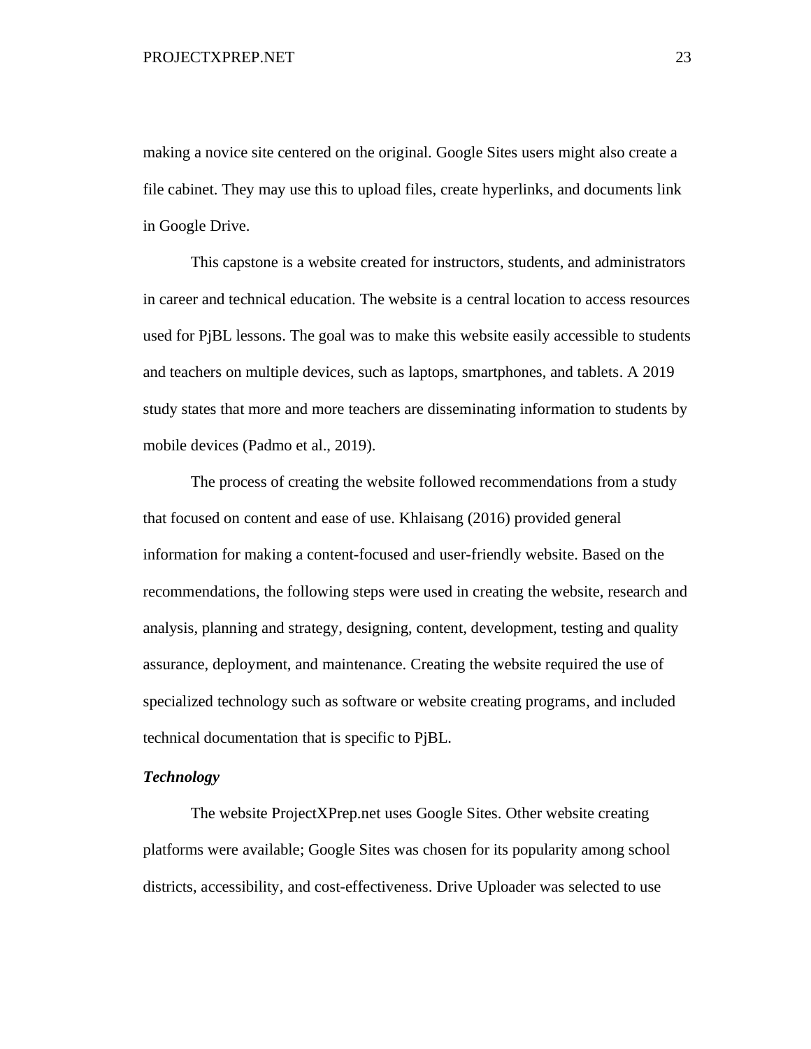making a novice site centered on the original. Google Sites users might also create a file cabinet. They may use this to upload files, create hyperlinks, and documents link in Google Drive.

This capstone is a website created for instructors, students, and administrators in career and technical education. The website is a central location to access resources used for PjBL lessons. The goal was to make this website easily accessible to students and teachers on multiple devices, such as laptops, smartphones, and tablets. A 2019 study states that more and more teachers are disseminating information to students by mobile devices (Padmo et al., 2019).

The process of creating the website followed recommendations from a study that focused on content and ease of use. Khlaisang (2016) provided general information for making a content-focused and user-friendly website. Based on the recommendations, the following steps were used in creating the website, research and analysis, planning and strategy, designing, content, development, testing and quality assurance, deployment, and maintenance. Creating the website required the use of specialized technology such as software or website creating programs, and included technical documentation that is specific to PjBL.

### *Technology*

The website ProjectXPrep.net uses Google Sites. Other website creating platforms were available; Google Sites was chosen for its popularity among school districts, accessibility, and cost-effectiveness. Drive Uploader was selected to use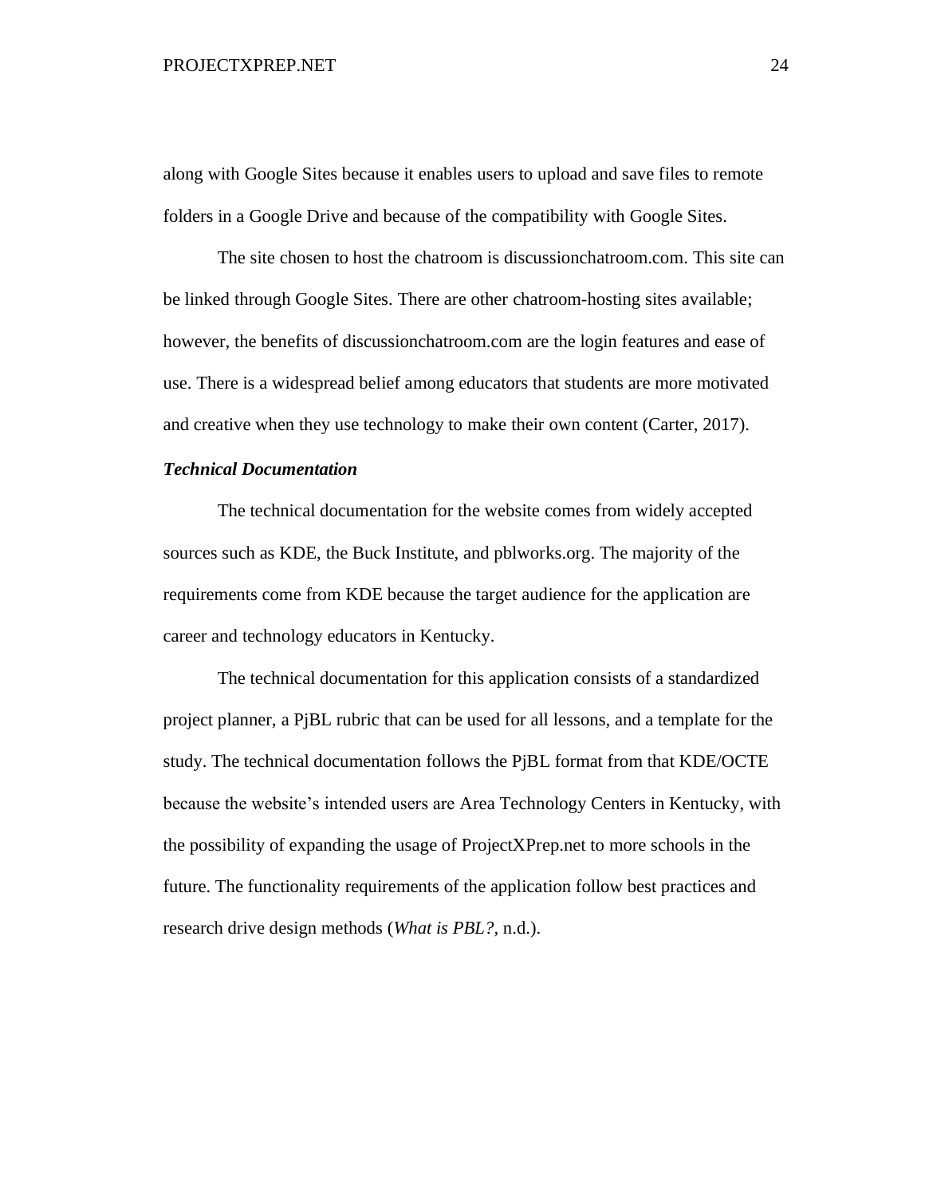along with Google Sites because it enables users to upload and save files to remote folders in a Google Drive and because of the compatibility with Google Sites.

The site chosen to host the chatroom is discussionchatroom.com. This site can be linked through Google Sites. There are other chatroom-hosting sites available; however, the benefits of discussionchatroom.com are the login features and ease of use. There is a widespread belief among educators that students are more motivated and creative when they use technology to make their own content (Carter, 2017).

### ***Technical Documentation***

The technical documentation for the website comes from widely accepted sources such as KDE, the Buck Institute, and pblworks.org. The majority of the requirements come from KDE because the target audience for the application are career and technology educators in Kentucky.

The technical documentation for this application consists of a standardized project planner, a PjBL rubric that can be used for all lessons, and a template for the study. The technical documentation follows the PjBL format from that KDE/OCTE because the website's intended users are Area Technology Centers in Kentucky, with the possibility of expanding the usage of ProjectXPrep.net to more schools in the future. The functionality requirements of the application follow best practices and research drive design methods (*What is PBL?,* n.d.).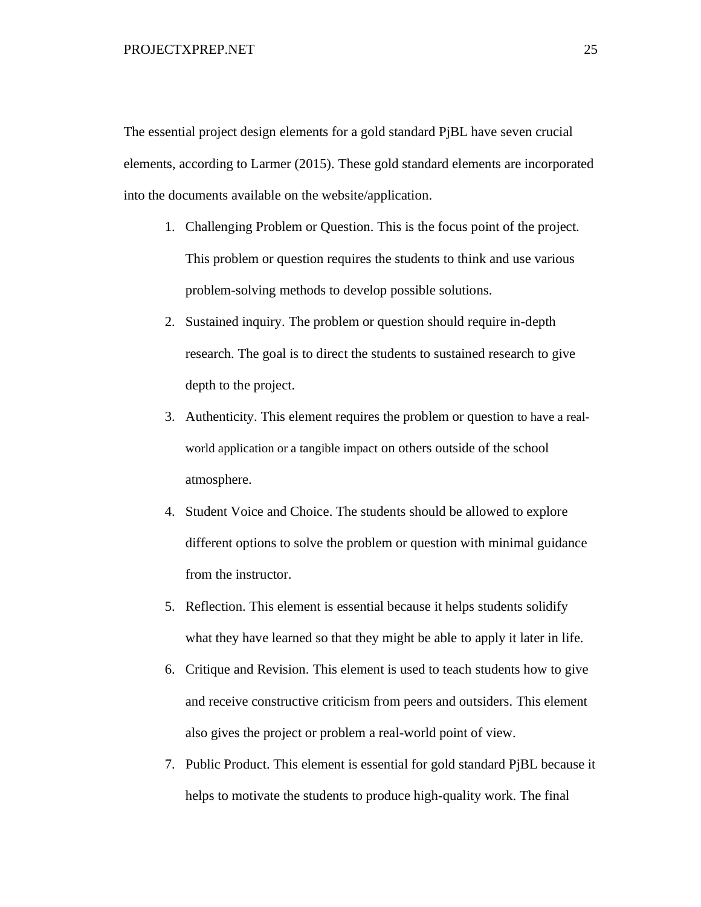The essential project design elements for a gold standard PjBL have seven crucial elements, according to Larmer (2015). These gold standard elements are incorporated into the documents available on the website/application.

1. Challenging Problem or Question. This is the focus point of the project. This problem or question requires the students to think and use various problem-solving methods to develop possible solutions.
2. Sustained inquiry. The problem or question should require in-depth research. The goal is to direct the students to sustained research to give depth to the project.
3. Authenticity. This element requires the problem or question to have a real-world application or a tangible impact on others outside of the school atmosphere.
4. Student Voice and Choice. The students should be allowed to explore different options to solve the problem or question with minimal guidance from the instructor.
5. Reflection. This element is essential because it helps students solidify what they have learned so that they might be able to apply it later in life.
6. Critique and Revision. This element is used to teach students how to give and receive constructive criticism from peers and outsiders. This element also gives the project or problem a real-world point of view.
7. Public Product. This element is essential for gold standard PjBL because it helps to motivate the students to produce high-quality work. The final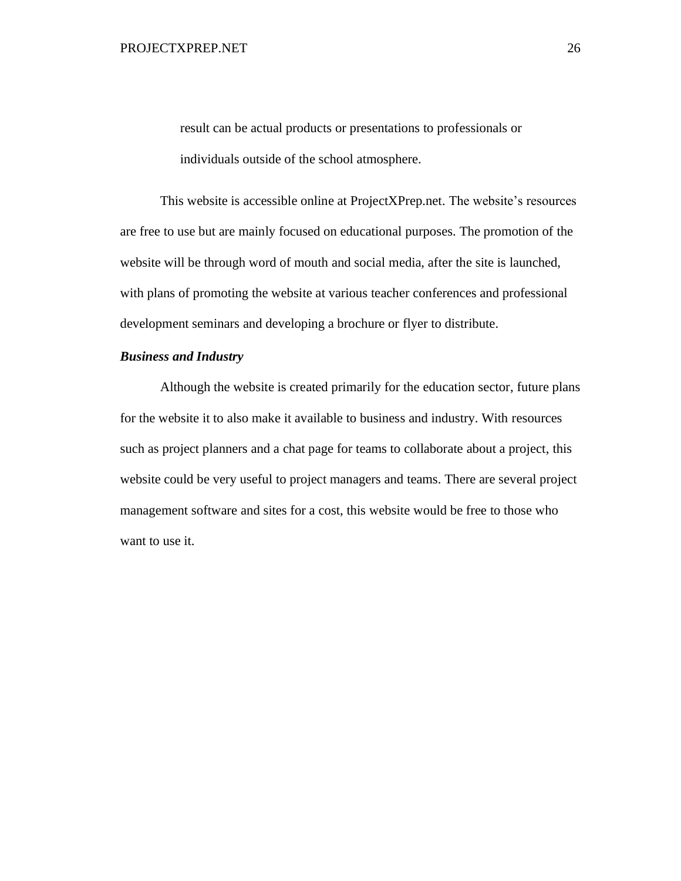result can be actual products or presentations to professionals or individuals outside of the school atmosphere.

This website is accessible online at ProjectXPrep.net. The website's resources are free to use but are mainly focused on educational purposes. The promotion of the website will be through word of mouth and social media, after the site is launched, with plans of promoting the website at various teacher conferences and professional development seminars and developing a brochure or flyer to distribute.

***Business and Industry***

Although the website is created primarily for the education sector, future plans for the website it to also make it available to business and industry. With resources such as project planners and a chat page for teams to collaborate about a project, this website could be very useful to project managers and teams. There are several project management software and sites for a cost, this website would be free to those who want to use it.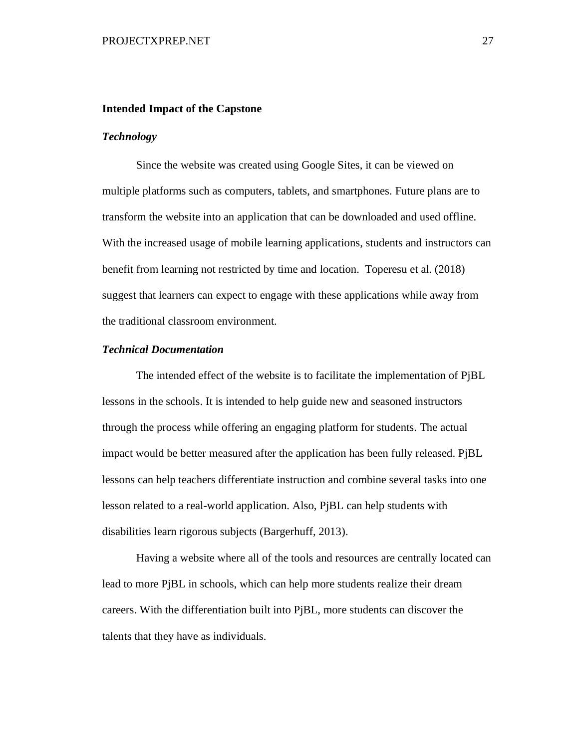## Intended Impact of the Capstone

### *Technology*

Since the website was created using Google Sites, it can be viewed on multiple platforms such as computers, tablets, and smartphones. Future plans are to transform the website into an application that can be downloaded and used offline. With the increased usage of mobile learning applications, students and instructors can benefit from learning not restricted by time and location. Toperesu et al. (2018) suggest that learners can expect to engage with these applications while away from the traditional classroom environment.

### *Technical Documentation*

The intended effect of the website is to facilitate the implementation of PjBL lessons in the schools. It is intended to help guide new and seasoned instructors through the process while offering an engaging platform for students. The actual impact would be better measured after the application has been fully released. PjBL lessons can help teachers differentiate instruction and combine several tasks into one lesson related to a real-world application. Also, PjBL can help students with disabilities learn rigorous subjects (Bargerhuff, 2013).

Having a website where all of the tools and resources are centrally located can lead to more PjBL in schools, which can help more students realize their dream careers. With the differentiation built into PjBL, more students can discover the talents that they have as individuals.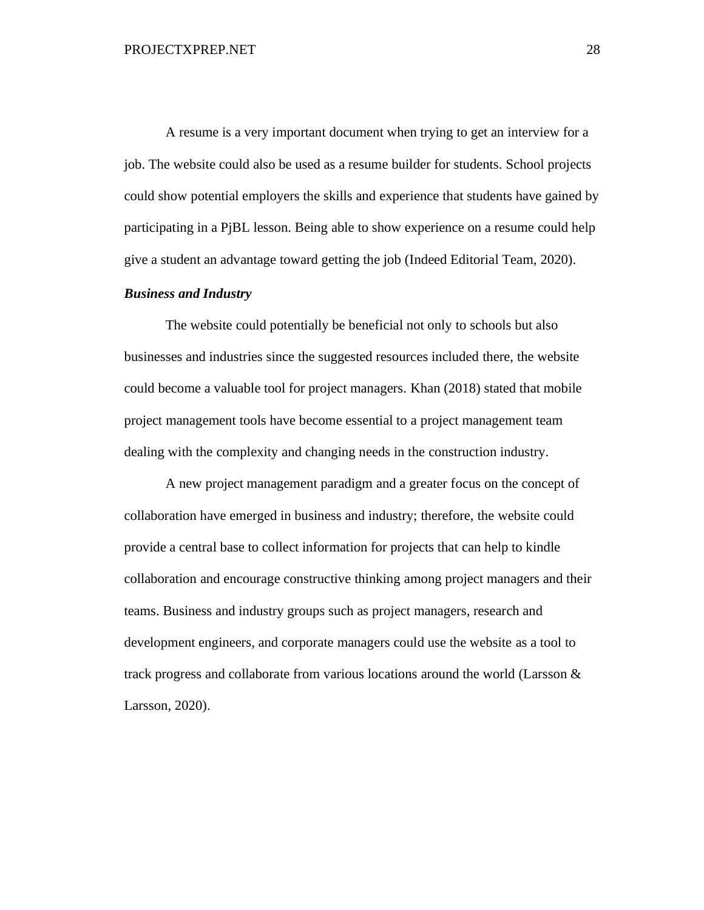A resume is a very important document when trying to get an interview for a job. The website could also be used as a resume builder for students. School projects could show potential employers the skills and experience that students have gained by participating in a PjBL lesson. Being able to show experience on a resume could help give a student an advantage toward getting the job (Indeed Editorial Team, 2020).

### *Business and Industry*

The website could potentially be beneficial not only to schools but also businesses and industries since the suggested resources included there, the website could become a valuable tool for project managers. Khan (2018) stated that mobile project management tools have become essential to a project management team dealing with the complexity and changing needs in the construction industry.

A new project management paradigm and a greater focus on the concept of collaboration have emerged in business and industry; therefore, the website could provide a central base to collect information for projects that can help to kindle collaboration and encourage constructive thinking among project managers and their teams. Business and industry groups such as project managers, research and development engineers, and corporate managers could use the website as a tool to track progress and collaborate from various locations around the world (Larsson & Larsson, 2020).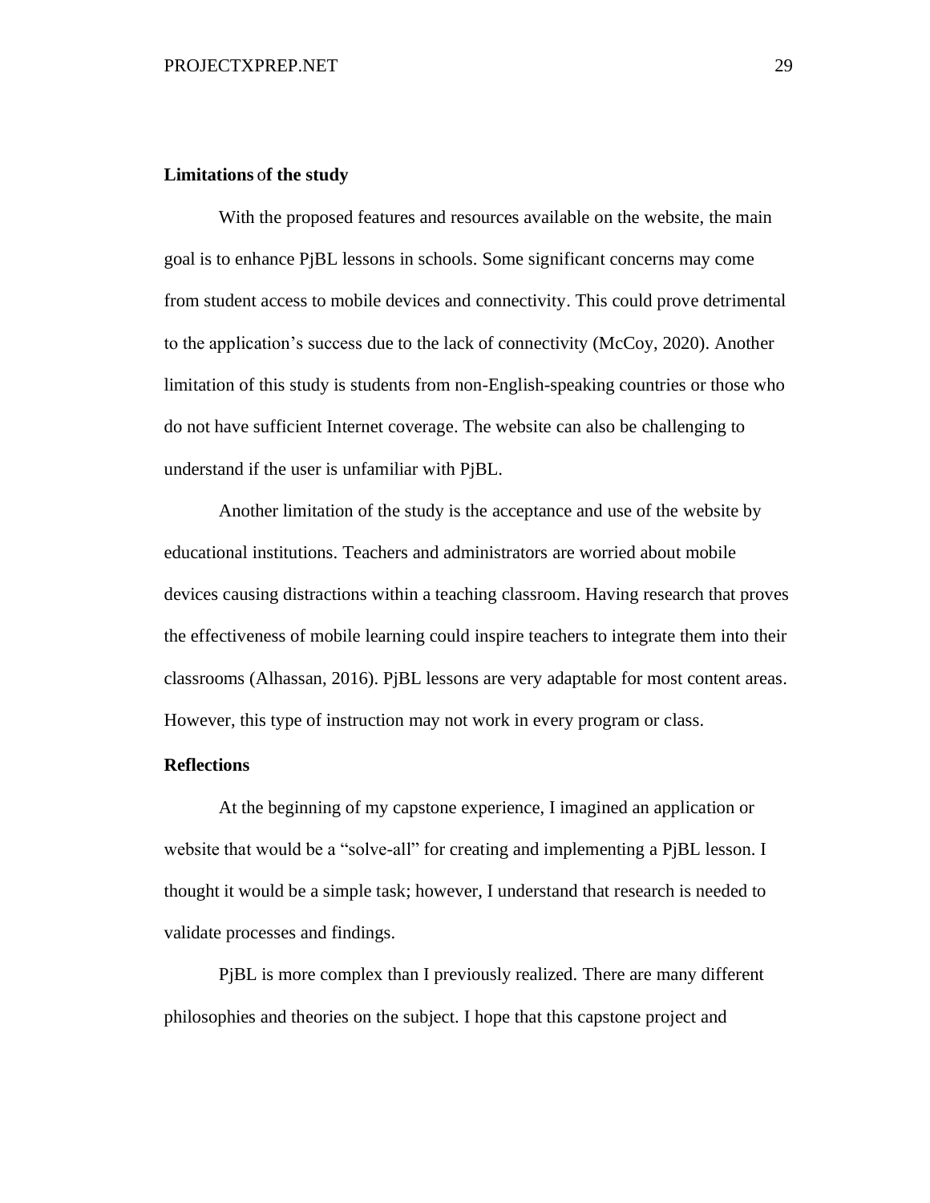**Limitations of the study**

With the proposed features and resources available on the website, the main goal is to enhance PjBL lessons in schools. Some significant concerns may come from student access to mobile devices and connectivity. This could prove detrimental to the application's success due to the lack of connectivity (McCoy, 2020). Another limitation of this study is students from non-English-speaking countries or those who do not have sufficient Internet coverage. The website can also be challenging to understand if the user is unfamiliar with PjBL.

Another limitation of the study is the acceptance and use of the website by educational institutions. Teachers and administrators are worried about mobile devices causing distractions within a teaching classroom. Having research that proves the effectiveness of mobile learning could inspire teachers to integrate them into their classrooms (Alhassan, 2016). PjBL lessons are very adaptable for most content areas. However, this type of instruction may not work in every program or class.

**Reflections**

At the beginning of my capstone experience, I imagined an application or website that would be a "solve-all" for creating and implementing a PjBL lesson. I thought it would be a simple task; however, I understand that research is needed to validate processes and findings.

PjBL is more complex than I previously realized. There are many different philosophies and theories on the subject. I hope that this capstone project and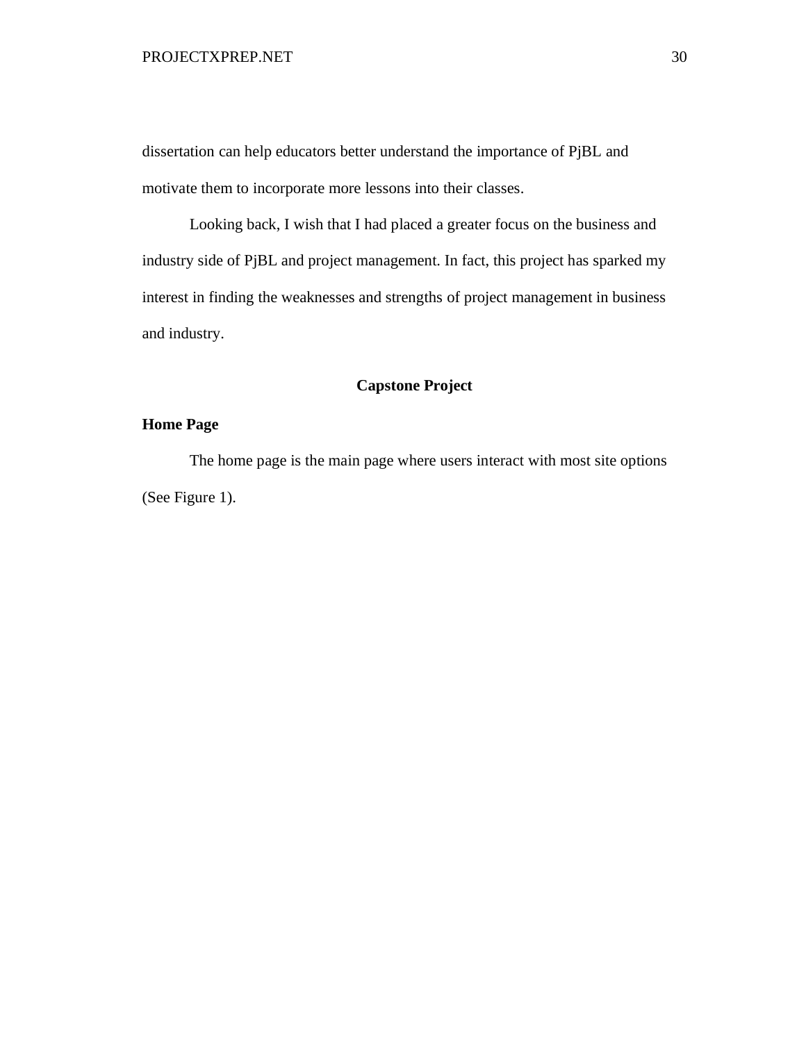dissertation can help educators better understand the importance of PjBL and motivate them to incorporate more lessons into their classes.

Looking back, I wish that I had placed a greater focus on the business and industry side of PjBL and project management. In fact, this project has sparked my interest in finding the weaknesses and strengths of project management in business and industry.

## Capstone Project

### Home Page

The home page is the main page where users interact with most site options (See Figure 1).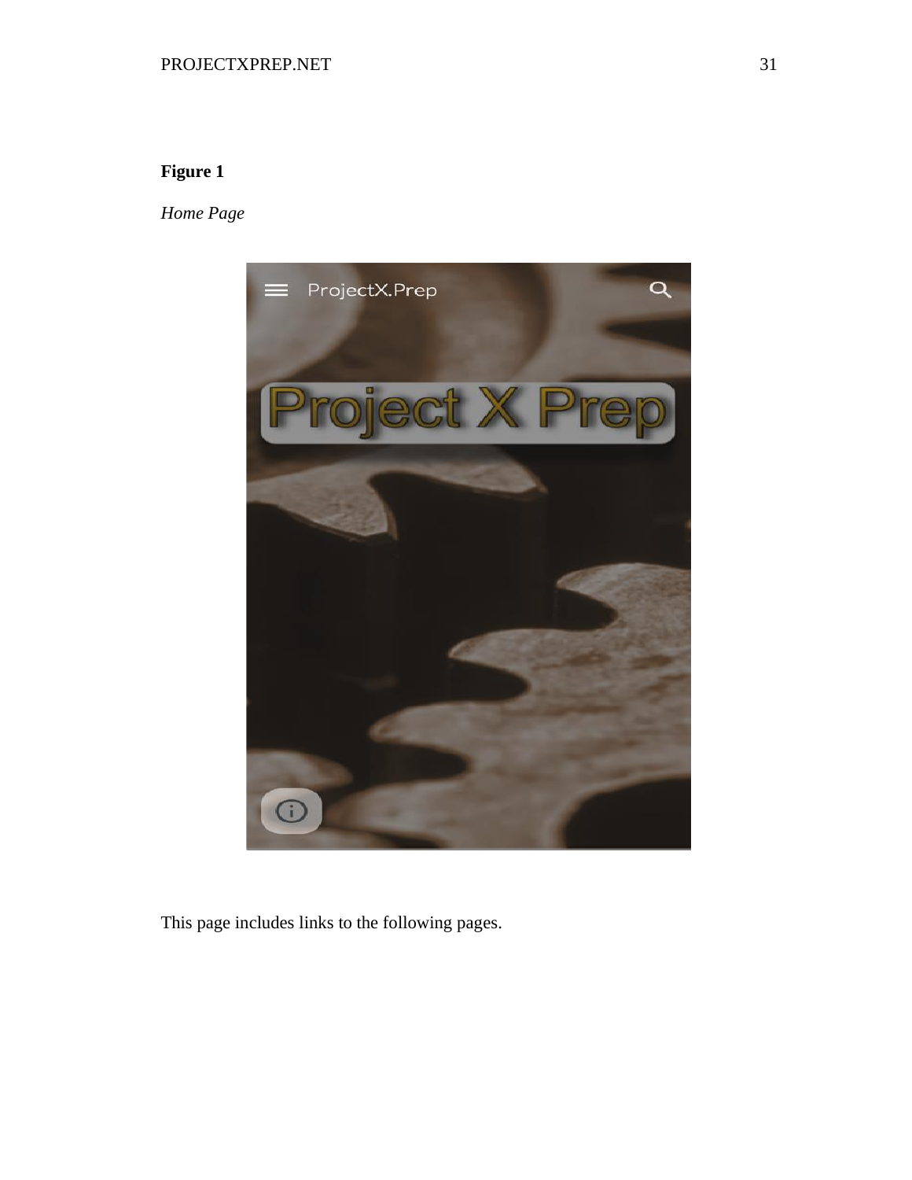**Figure 1**

*Home Page*

This page includes links to the following pages.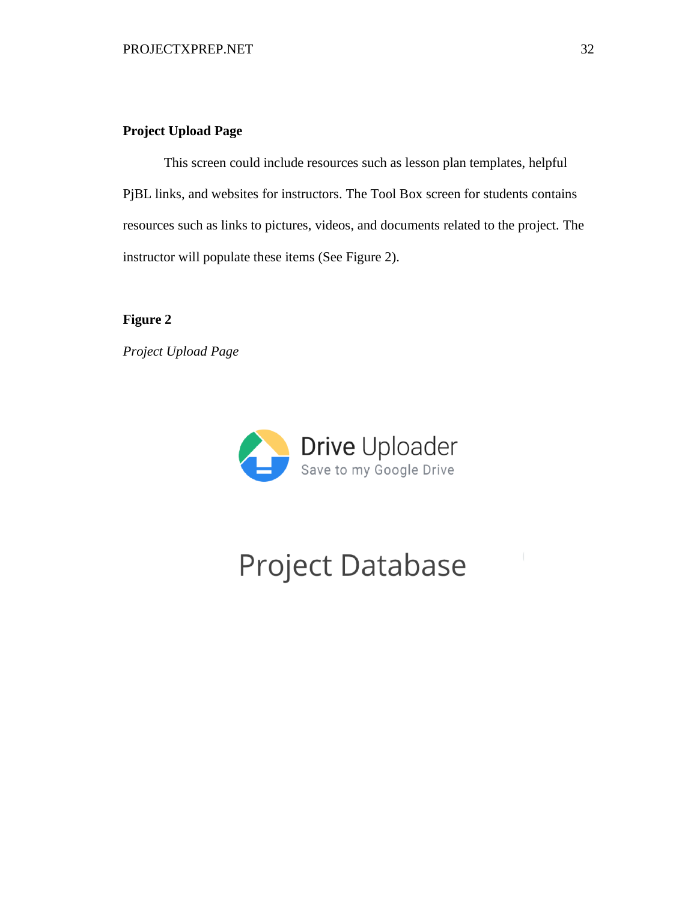**Project Upload Page**

This screen could include resources such as lesson plan templates, helpful PjBL links, and websites for instructors. The Tool Box screen for students contains resources such as links to pictures, videos, and documents related to the project. The instructor will populate these items (See Figure 2).

**Figure 2**

*Project Upload Page*

Drive Uploader

Save to my Google Drive

Project Database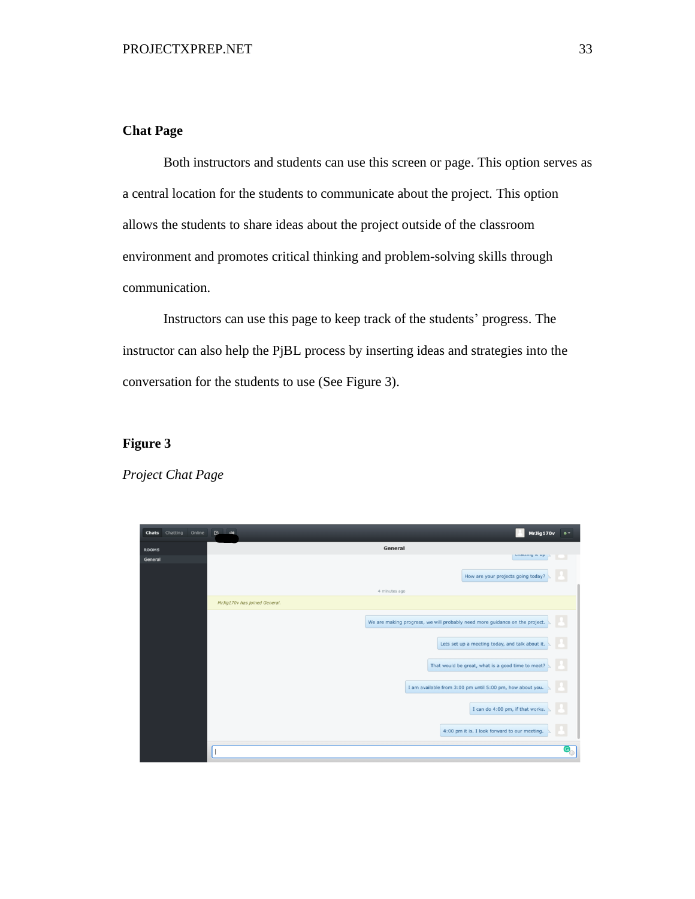## Chat Page

Both instructors and students can use this screen or page. This option serves as a central location for the students to communicate about the project. This option allows the students to share ideas about the project outside of the classroom environment and promotes critical thinking and problem-solving skills through communication.

Instructors can use this page to keep track of the students' progress. The instructor can also help the PjBL process by inserting ideas and strategies into the conversation for the students to use (See Figure 3).

**Figure 3**

*Project Chat Page*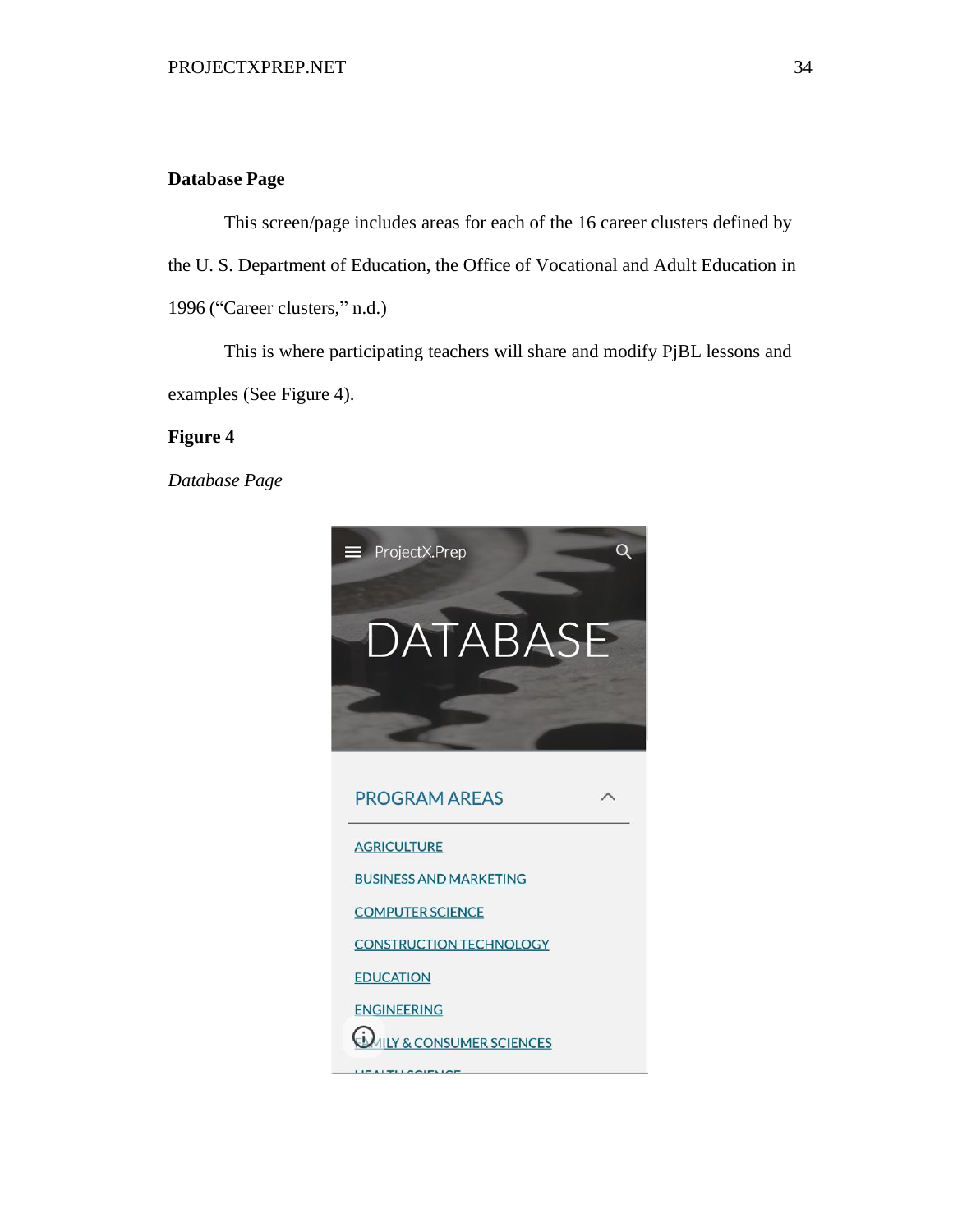**Database Page**

This screen/page includes areas for each of the 16 career clusters defined by the U. S. Department of Education, the Office of Vocational and Adult Education in 1996 (“Career clusters,” n.d.)

This is where participating teachers will share and modify PjBL lessons and examples (See Figure 4).

**Figure 4**

*Database Page*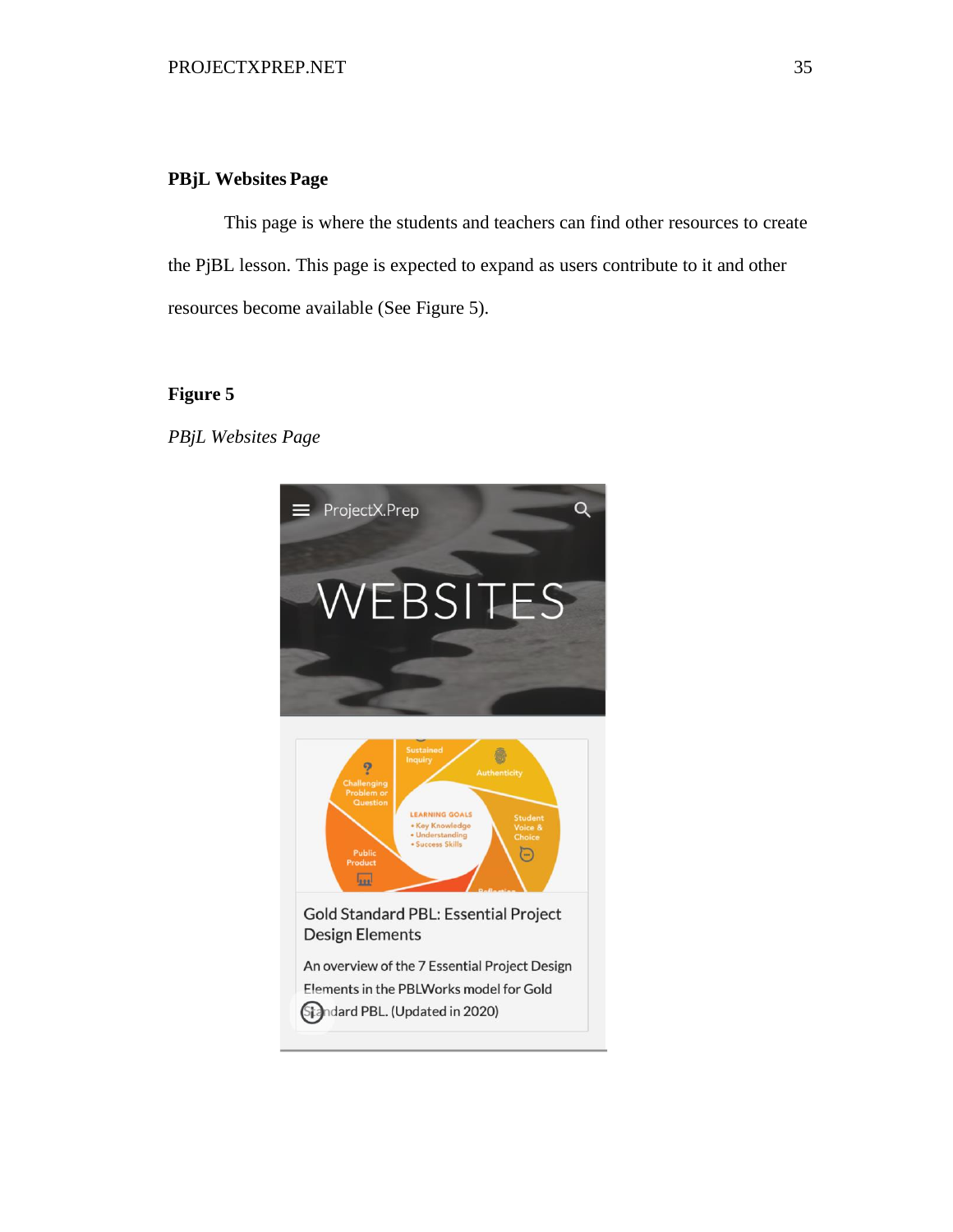**PBjL Websites Page**

This page is where the students and teachers can find other resources to create the PjBL lesson. This page is expected to expand as users contribute to it and other resources become available (See Figure 5).

**Figure 5**

*PBjL Websites Page*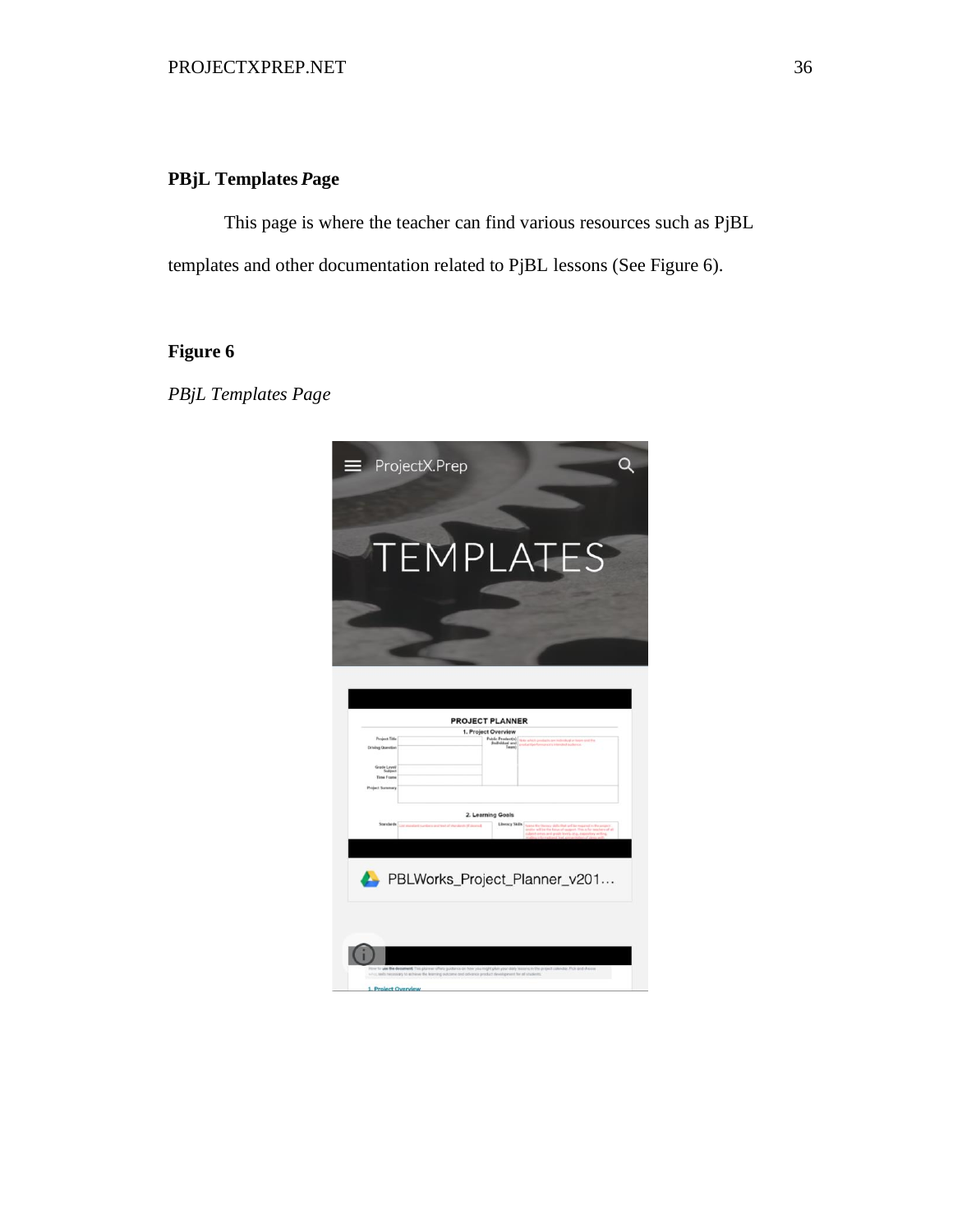**PBjL Templates *Page***

This page is where the teacher can find various resources such as PjBL templates and other documentation related to PjBL lessons (See Figure 6).

**Figure 6**

*PBjL Templates Page*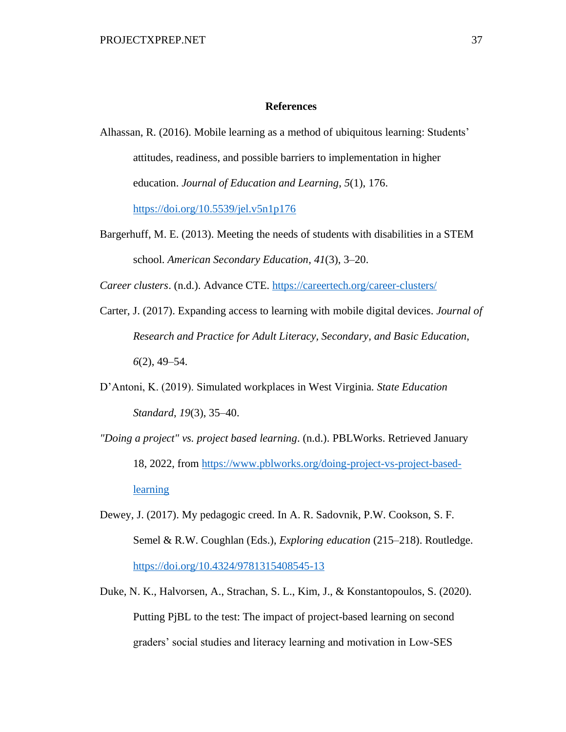## References

Alhassan, R. (2016). Mobile learning as a method of ubiquitous learning: Students' attitudes, readiness, and possible barriers to implementation in higher education. *Journal of Education and Learning*, *5*(1), 176. https://doi.org/10.5539/jel.v5n1p176

Bargerhuff, M. E. (2013). Meeting the needs of students with disabilities in a STEM school. *American Secondary Education*, *41*(3), 3–20.

*Career clusters*. (n.d.). Advance CTE. https://careertech.org/career-clusters/

Carter, J. (2017). Expanding access to learning with mobile digital devices. *Journal of Research and Practice for Adult Literacy, Secondary, and Basic Education*, *6*(2), 49–54.

D'Antoni, K. (2019). Simulated workplaces in West Virginia. *State Education Standard*, *19*(3), 35–40.

*"Doing a project" vs. project based learning*. (n.d.). PBLWorks. Retrieved January 18, 2022, from https://www.pblworks.org/doing-project-vs-project-based-learning

Dewey, J. (2017). My pedagogic creed. In A. R. Sadovnik, P.W. Cookson, S. F. Semel & R.W. Coughlan (Eds.), *Exploring education* (215–218). Routledge. https://doi.org/10.4324/9781315408545-13

Duke, N. K., Halvorsen, A., Strachan, S. L., Kim, J., & Konstantopoulos, S. (2020). Putting PjBL to the test: The impact of project-based learning on second graders' social studies and literacy learning and motivation in Low-SES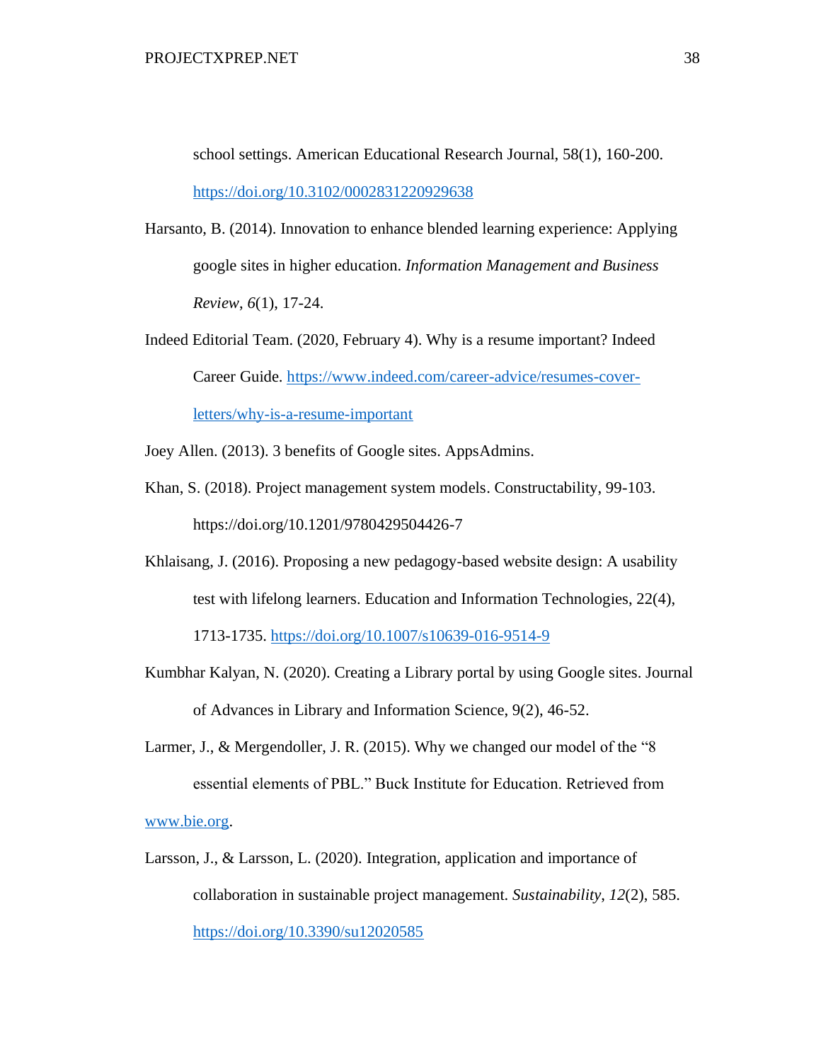school settings. American Educational Research Journal, 58(1), 160-200. https://doi.org/10.3102/0002831220929638

Harsanto, B. (2014). Innovation to enhance blended learning experience: Applying google sites in higher education. *Information Management and Business Review*, *6*(1), 17-24.

Indeed Editorial Team. (2020, February 4). Why is a resume important? Indeed Career Guide. https://www.indeed.com/career-advice/resumes-cover-letters/why-is-a-resume-important

Joey Allen. (2013). 3 benefits of Google sites. AppsAdmins.

Khan, S. (2018). Project management system models. Constructability, 99-103. https://doi.org/10.1201/9780429504426-7

Khlaisang, J. (2016). Proposing a new pedagogy-based website design: A usability test with lifelong learners. Education and Information Technologies, 22(4), 1713-1735. https://doi.org/10.1007/s10639-016-9514-9

Kumbhar Kalyan, N. (2020). Creating a Library portal by using Google sites. Journal of Advances in Library and Information Science, 9(2), 46-52.

Larmer, J., & Mergendoller, J. R. (2015). Why we changed our model of the "8 essential elements of PBL." Buck Institute for Education. Retrieved from www.bie.org.

Larsson, J., & Larsson, L. (2020). Integration, application and importance of collaboration in sustainable project management. *Sustainability*, *12*(2), 585. https://doi.org/10.3390/su12020585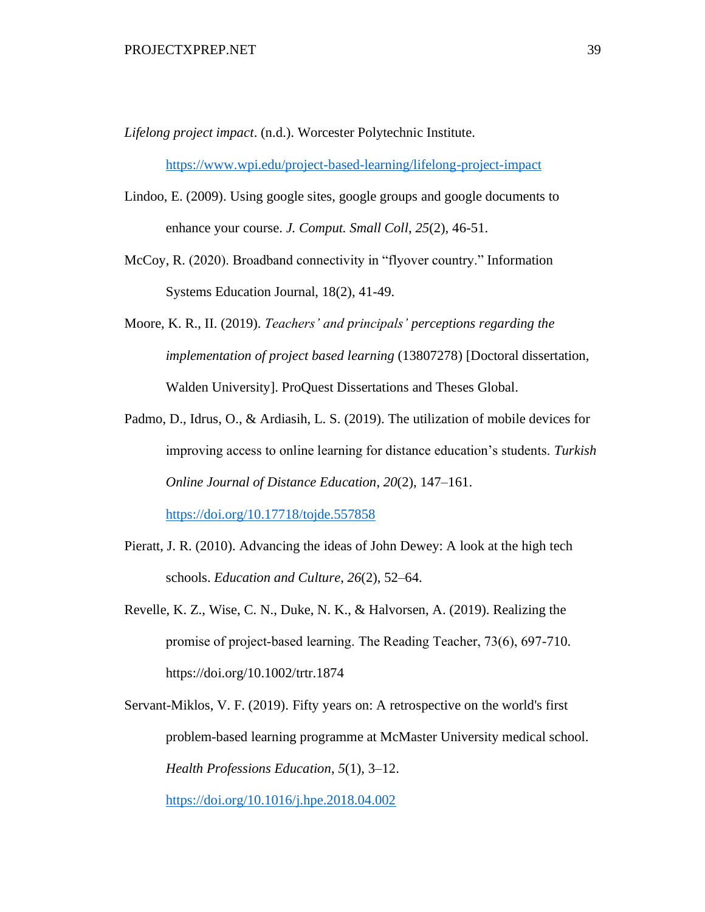*Lifelong project impact*. (n.d.). Worcester Polytechnic Institute. https://www.wpi.edu/project-based-learning/lifelong-project-impact

Lindoo, E. (2009). Using google sites, google groups and google documents to enhance your course. *J. Comput. Small Coll*, *25*(2), 46-51.

McCoy, R. (2020). Broadband connectivity in “flyover country.” Information Systems Education Journal, 18(2), 41-49.

Moore, K. R., II. (2019). *Teachers' and principals' perceptions regarding the implementation of project based learning* (13807278) [Doctoral dissertation, Walden University]. ProQuest Dissertations and Theses Global.

Padmo, D., Idrus, O., & Ardiasih, L. S. (2019). The utilization of mobile devices for improving access to online learning for distance education's students. *Turkish Online Journal of Distance Education*, *20*(2), 147–161. https://doi.org/10.17718/tojde.557858

Pieratt, J. R. (2010). Advancing the ideas of John Dewey: A look at the high tech schools. *Education and Culture*, *26*(2), 52–64.

Revelle, K. Z., Wise, C. N., Duke, N. K., & Halvorsen, A. (2019). Realizing the promise of project-based learning. The Reading Teacher, 73(6), 697-710. https://doi.org/10.1002/trtr.1874

Servant-Miklos, V. F. (2019). Fifty years on: A retrospective on the world's first problem-based learning programme at McMaster University medical school. *Health Professions Education*, *5*(1), 3–12. https://doi.org/10.1016/j.hpe.2018.04.002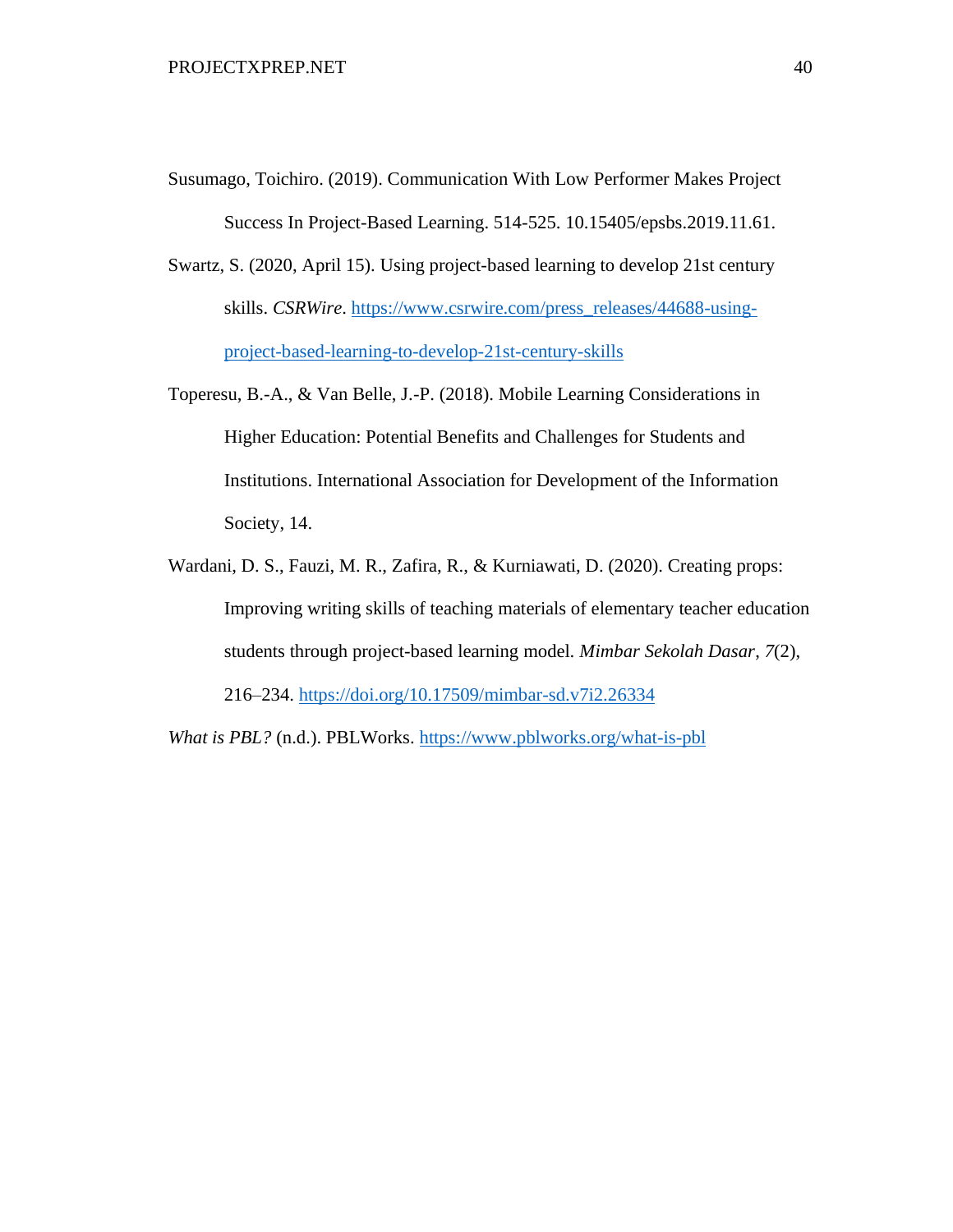Susumago, Toichiro. (2019). Communication With Low Performer Makes Project Success In Project-Based Learning. 514-525. 10.15405/epsbs.2019.11.61.

Swartz, S. (2020, April 15). Using project-based learning to develop 21st century skills. *CSRWire*. https://www.csrwire.com/press_releases/44688-using-project-based-learning-to-develop-21st-century-skills

Toperesu, B.-A., & Van Belle, J.-P. (2018). Mobile Learning Considerations in Higher Education: Potential Benefits and Challenges for Students and Institutions. International Association for Development of the Information Society, 14.

Wardani, D. S., Fauzi, M. R., Zafira, R., & Kurniawati, D. (2020). Creating props: Improving writing skills of teaching materials of elementary teacher education students through project-based learning model. *Mimbar Sekolah Dasar*, *7*(2), 216–234. https://doi.org/10.17509/mimbar-sd.v7i2.26334

*What is PBL?* (n.d.). PBLWorks. https://www.pblworks.org/what-is-pbl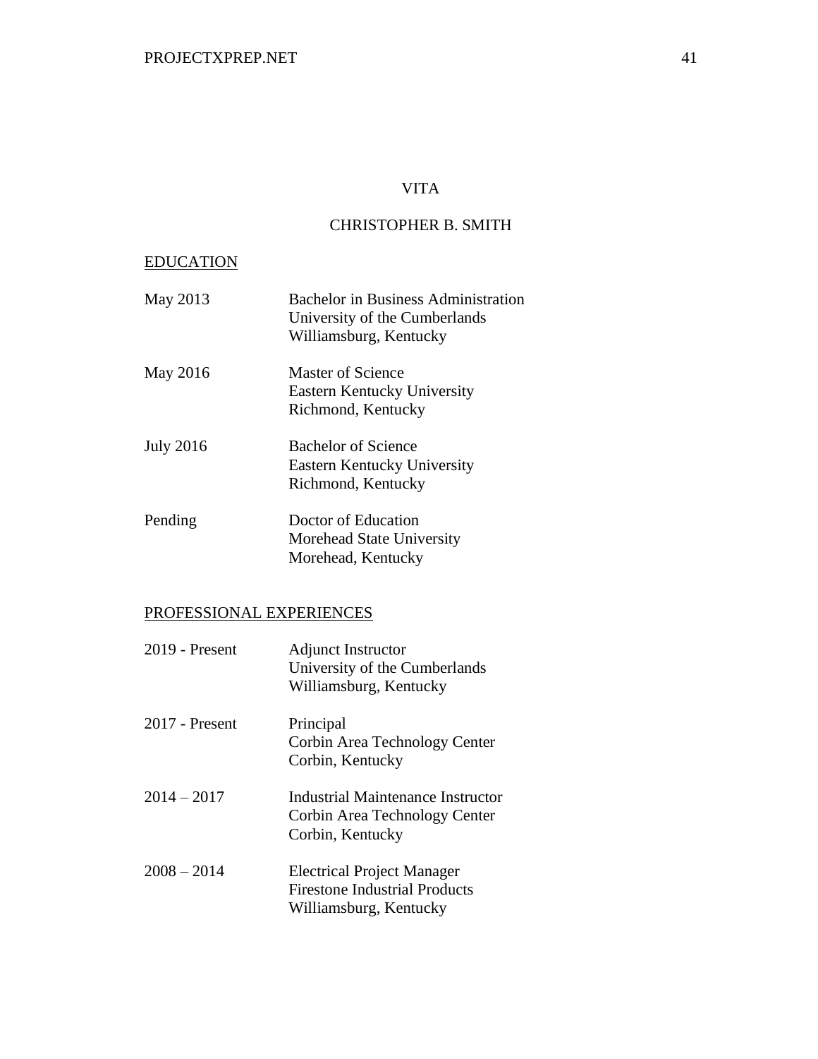# VITA

## CHRISTOPHER B. SMITH

### EDUCATION

| | |
|---|---|
| May 2013 | Bachelor in Business Administration<br>University of the Cumberlands<br>Williamsburg, Kentucky |
| May 2016 | Master of Science<br>Eastern Kentucky University<br>Richmond, Kentucky |
| July 2016 | Bachelor of Science<br>Eastern Kentucky University<br>Richmond, Kentucky |
| Pending | Doctor of Education<br>Morehead State University<br>Morehead, Kentucky |

### PROFESSIONAL EXPERIENCES

| | |
|---|---|
| 2019 - Present | Adjunct Instructor<br>University of the Cumberlands<br>Williamsburg, Kentucky |
| 2017 - Present | Principal<br>Corbin Area Technology Center<br>Corbin, Kentucky |
| 2014 – 2017 | Industrial Maintenance Instructor<br>Corbin Area Technology Center<br>Corbin, Kentucky |
| 2008 – 2014 | Electrical Project Manager<br>Firestone Industrial Products<br>Williamsburg, Kentucky |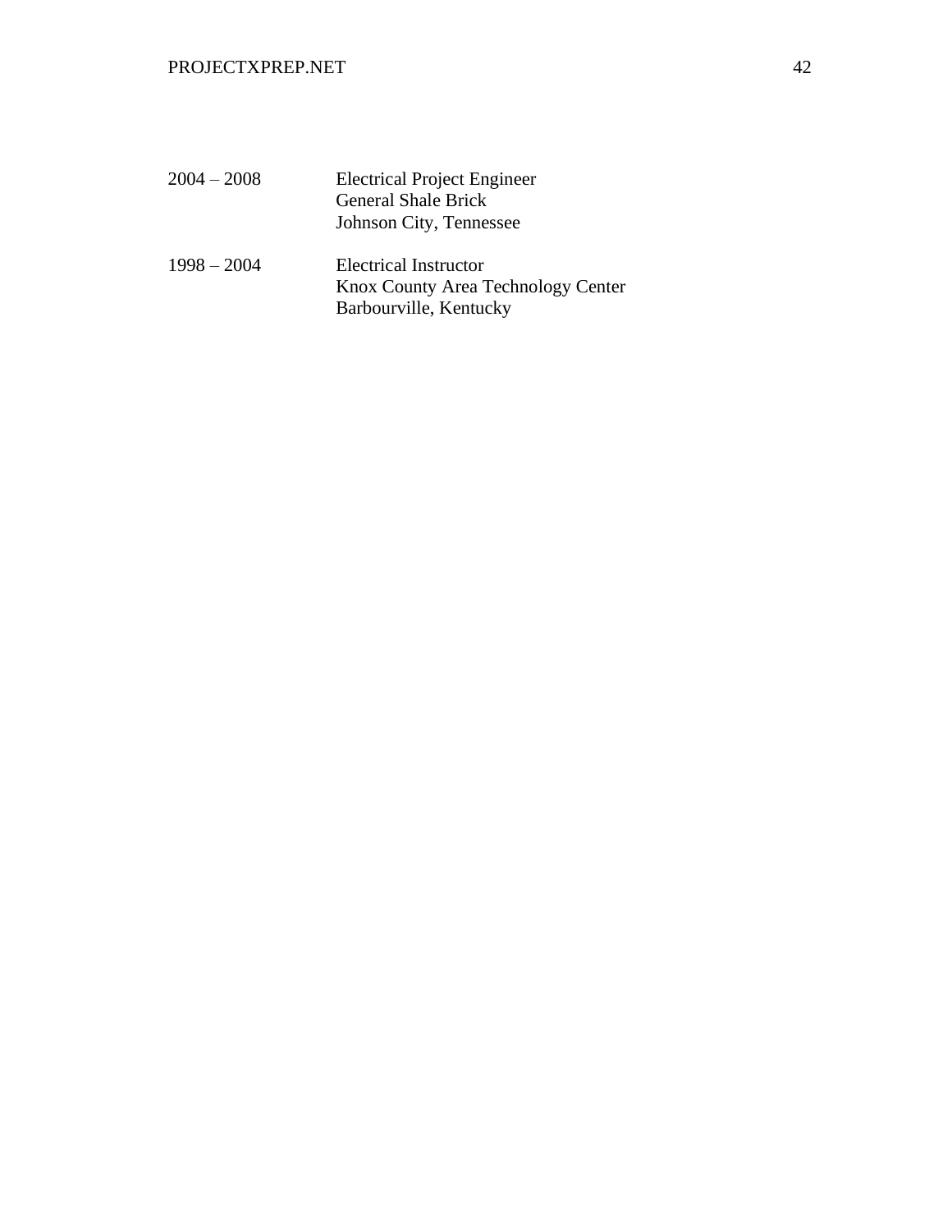| | |
|---|---|
| 2004 – 2008 | Electrical Project Engineer<br>General Shale Brick<br>Johnson City, Tennessee |
| 1998 – 2004 | Electrical Instructor<br>Knox County Area Technology Center<br>Barbourville, Kentucky |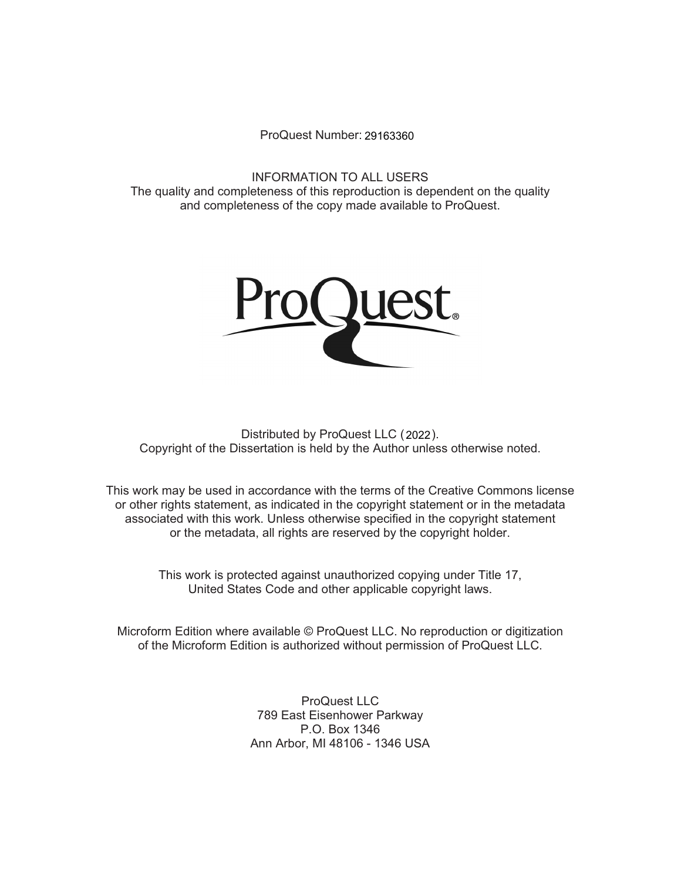ProQuest Number: 29163360

INFORMATION TO ALL USERS
The quality and completeness of this reproduction is dependent on the quality and completeness of the copy made available to ProQuest.

ProQuest.

Distributed by ProQuest LLC (2022).
Copyright of the Dissertation is held by the Author unless otherwise noted.

This work may be used in accordance with the terms of the Creative Commons license or other rights statement, as indicated in the copyright statement or in the metadata associated with this work. Unless otherwise specified in the copyright statement or the metadata, all rights are reserved by the copyright holder.

This work is protected against unauthorized copying under Title 17, United States Code and other applicable copyright laws.

Microform Edition where available © ProQuest LLC. No reproduction or digitization of the Microform Edition is authorized without permission of ProQuest LLC.

ProQuest LLC
789 East Eisenhower Parkway
P.O. Box 1346
Ann Arbor, MI 48106 - 1346 USA